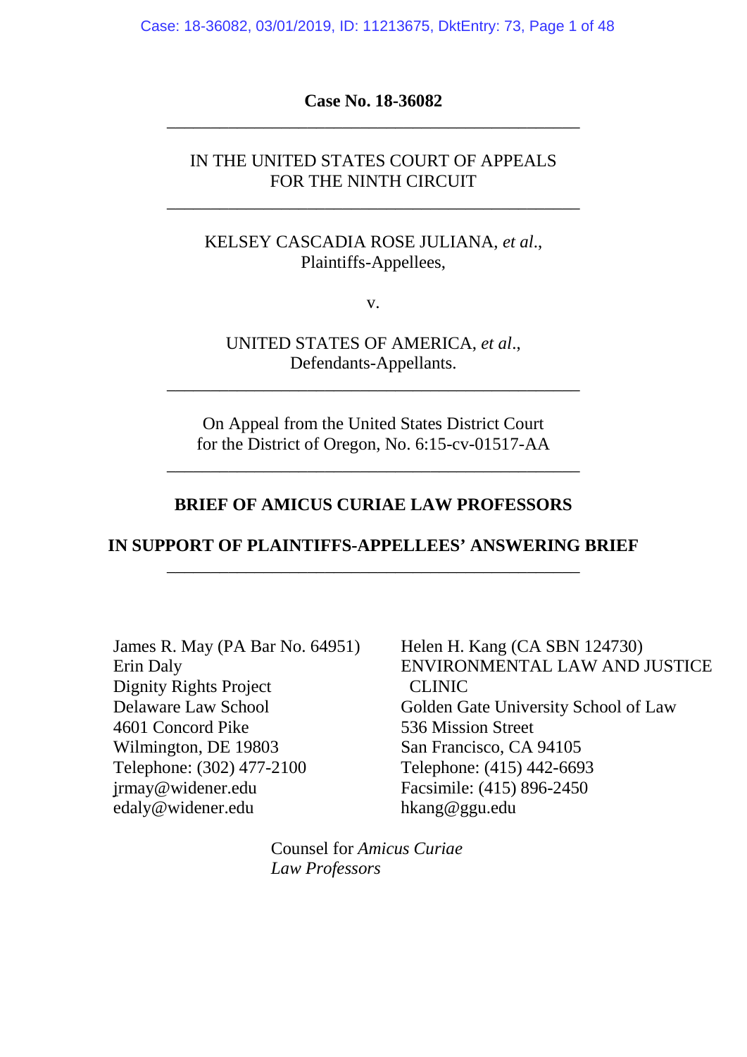**Case No. 18-36082**

---

IN THE UNITED STATES COURT OF APPEALS
FOR THE NINTH CIRCUIT

---

KELSEY CASCADIA ROSE JULIANA, *et al.*,
Plaintiffs-Appellees,

v.

UNITED STATES OF AMERICA, *et al.*,
Defendants-Appellants.

---

On Appeal from the United States District Court
for the District of Oregon, No. 6:15-cv-01517-AA

---

**BRIEF OF AMICUS CURIAE LAW PROFESSORS**

**IN SUPPORT OF PLAINTIFFS-APPELLEES' ANSWERING BRIEF**

---

James R. May (PA Bar No. 64951)
Erin Daly
Dignity Rights Project
Delaware Law School
4601 Concord Pike
Wilmington, DE 19803
Telephone: (302) 477-2100
jrmay@widener.edu
edaly@widener.edu

Helen H. Kang (CA SBN 124730)
ENVIRONMENTAL LAW AND JUSTICE CLINIC
Golden Gate University School of Law
536 Mission Street
San Francisco, CA 94105
Telephone: (415) 442-6693
Facsimile: (415) 896-2450
hkang@ggu.edu

Counsel for *Amicus Curiae Law Professors*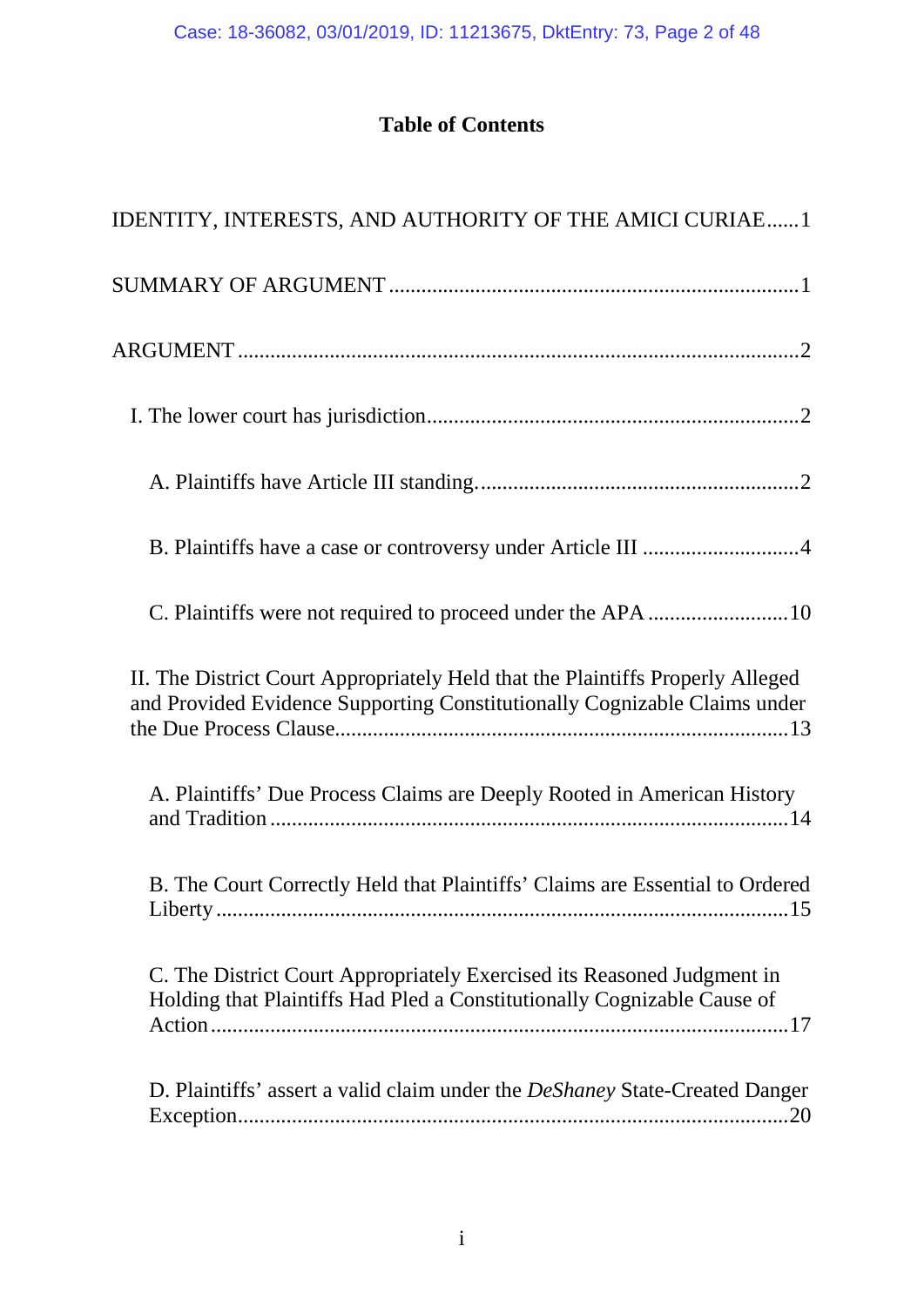# Table of Contents

IDENTITY, INTERESTS, AND AUTHORITY OF THE AMICI CURIAE......1

SUMMARY OF ARGUMENT ..........................................................................1

ARGUMENT .....................................................................................................2

I. The lower court has jurisdiction....................................................................2

A. Plaintiffs have Article III standing...........................................................2

B. Plaintiffs have a case or controversy under Article III ............................4

C. Plaintiffs were not required to proceed under the APA .........................10

II. The District Court Appropriately Held that the Plaintiffs Properly Alleged and Provided Evidence Supporting Constitutionally Cognizable Claims under the Due Process Clause...................................................................................13

A. Plaintiffs' Due Process Claims are Deeply Rooted in American History and Tradition ...............................................................................................14

B. The Court Correctly Held that Plaintiffs' Claims are Essential to Ordered Liberty .........................................................................................................15

C. The District Court Appropriately Exercised its Reasoned Judgment in Holding that Plaintiffs Had Pled a Constitutionally Cognizable Cause of Action .........................................................................................................17

D. Plaintiffs' assert a valid claim under the *DeShaney* State-Created Danger Exception.....................................................................................................20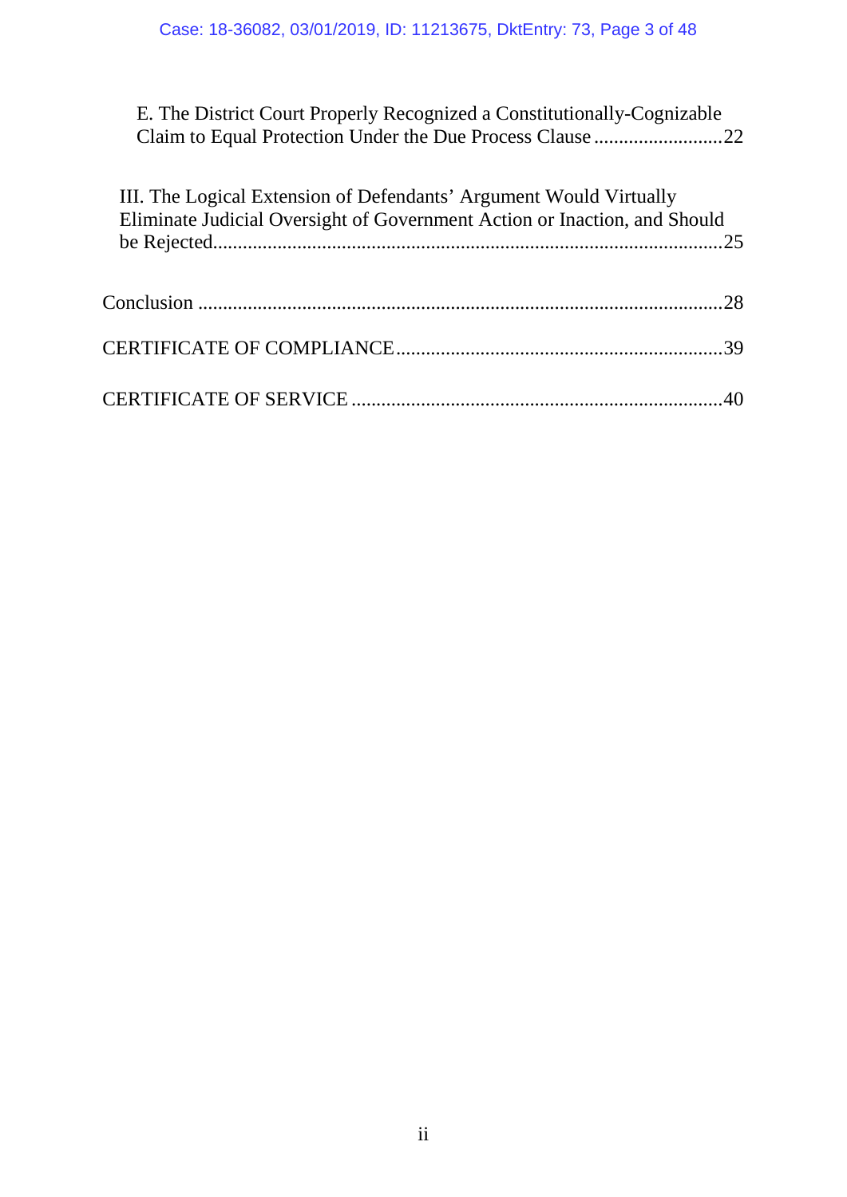E. The District Court Properly Recognized a Constitutionally-Cognizable Claim to Equal Protection Under the Due Process Clause ..........................22

III. The Logical Extension of Defendants' Argument Would Virtually Eliminate Judicial Oversight of Government Action or Inaction, and Should be Rejected.......................................................................................................25

Conclusion .........................................................................................................28

CERTIFICATE OF COMPLIANCE..................................................................39

CERTIFICATE OF SERVICE ...........................................................................40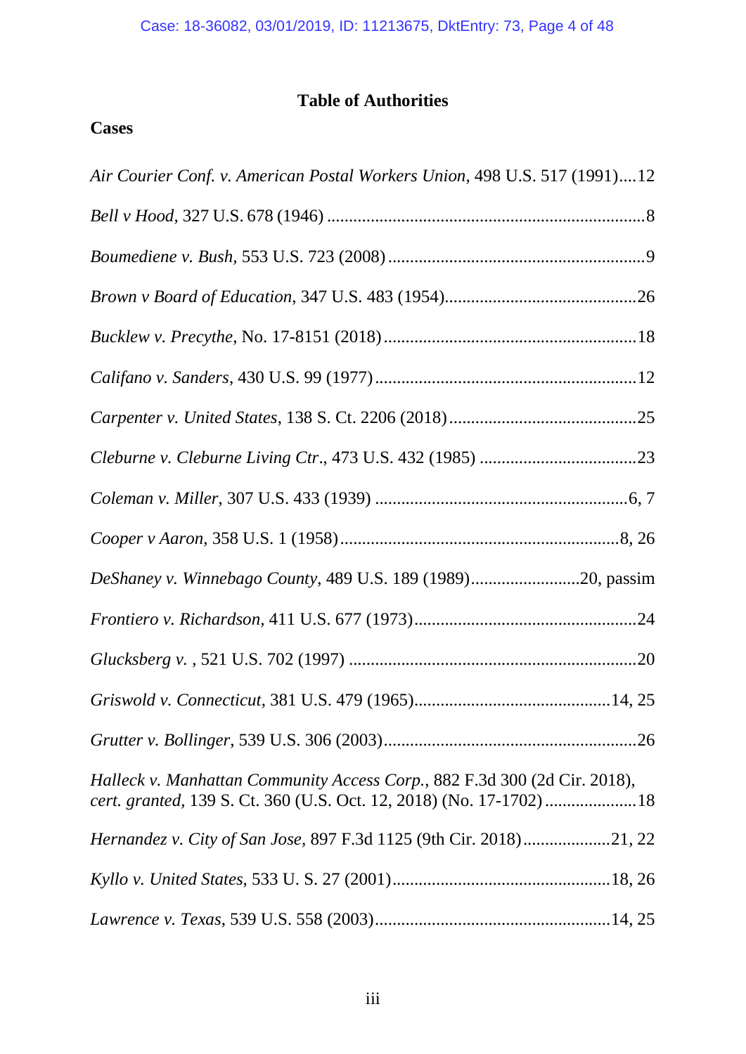# Table of Authorities

## Cases

*Air Courier Conf. v. American Postal Workers Union*, 498 U.S. 517 (1991)....12

*Bell v Hood*, 327 U.S. 678 (1946) ........................................................................8

*Boumediene v. Bush*, 553 U.S. 723 (2008) ..........................................................9

*Brown v Board of Education*, 347 U.S. 483 (1954)............................................26

*Bucklew v. Precythe*, No. 17-8151 (2018) .........................................................18

*Califano v. Sanders*, 430 U.S. 99 (1977) ...........................................................12

*Carpenter v. United States*, 138 S. Ct. 2206 (2018) ...........................................25

*Cleburne v. Cleburne Living Ctr*., 473 U.S. 432 (1985) ....................................23

*Coleman v. Miller*, 307 U.S. 433 (1939) .........................................................6, 7

*Cooper v Aaron*, 358 U.S. 1 (1958)...............................................................8, 26

*DeShaney v. Winnebago County*, 489 U.S. 189 (1989).........................20, passim

*Frontiero v. Richardson*, 411 U.S. 677 (1973)..................................................24

*Glucksberg v.* , 521 U.S. 702 (1997) .................................................................20

*Griswold v. Connecticut*, 381 U.S. 479 (1965)............................................14, 25

*Grutter v. Bollinger*, 539 U.S. 306 (2003).........................................................26

*Halleck v. Manhattan Community Access Corp.*, 882 F.3d 300 (2d Cir. 2018), *cert. granted*, 139 S. Ct. 360 (U.S. Oct. 12, 2018) (No. 17-1702) .....................18

*Hernandez v. City of San Jose*, 897 F.3d 1125 (9th Cir. 2018)...................21, 22

*Kyllo v. United States*, 533 U. S. 27 (2001).................................................18, 26

*Lawrence v. Texas*, 539 U.S. 558 (2003).....................................................14, 25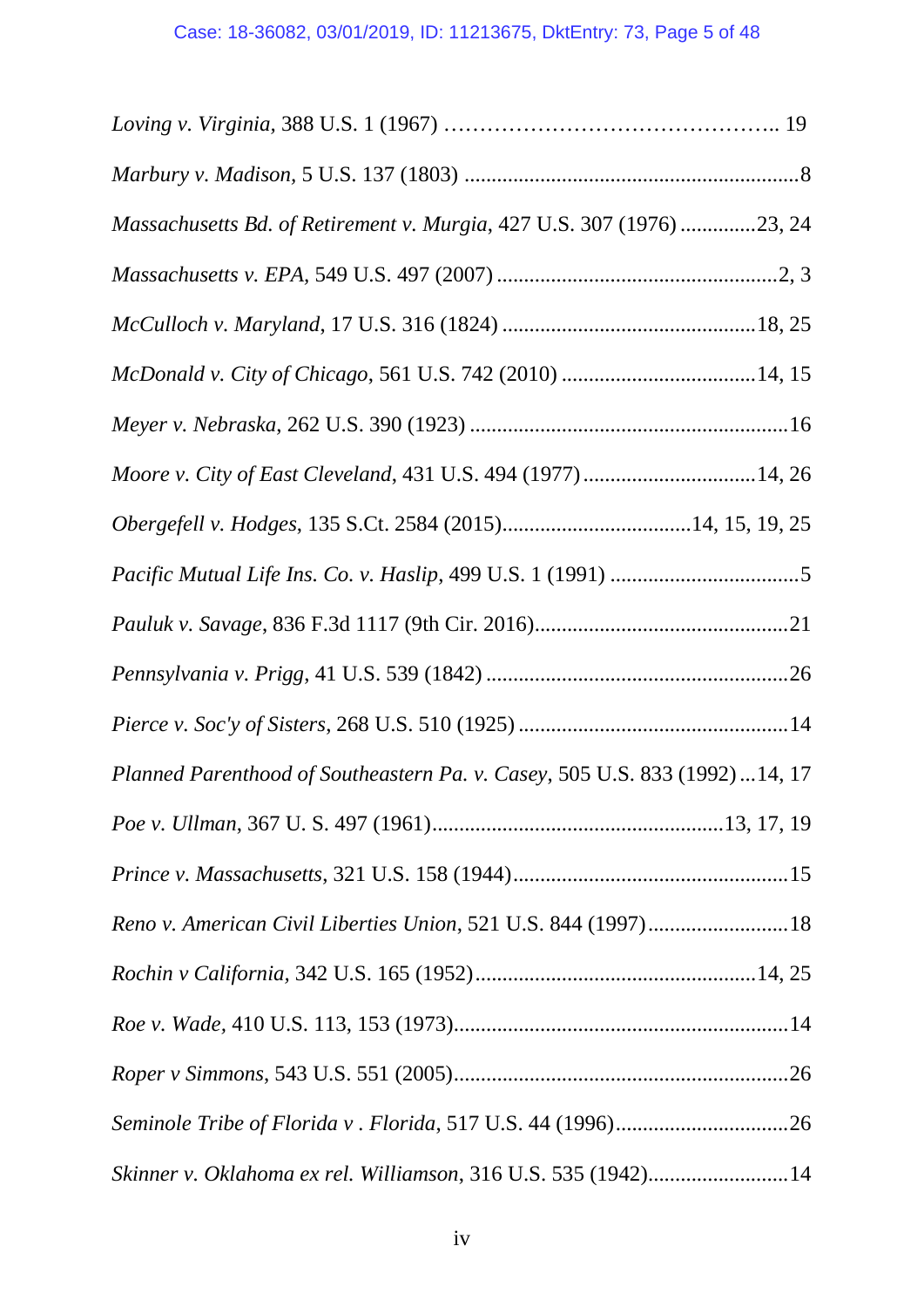*Loving v. Virginia*, 388 U.S. 1 (1967) …………………………………….. 19

*Marbury v. Madison*, 5 U.S. 137 (1803) ..............................................................8

*Massachusetts Bd. of Retirement v. Murgia*, 427 U.S. 307 (1976) ..............23, 24

*Massachusetts v. EPA*, 549 U.S. 497 (2007) ....................................................2, 3

*McCulloch v. Maryland*, 17 U.S. 316 (1824) ...............................................18, 25

*McDonald v. City of Chicago*, 561 U.S. 742 (2010) ....................................14, 15

*Meyer v. Nebraska*, 262 U.S. 390 (1923) ...........................................................16

*Moore v. City of East Cleveland*, 431 U.S. 494 (1977) ................................14, 26

*Obergefell v. Hodges*, 135 S.Ct. 2584 (2015)...................................14, 15, 19, 25

*Pacific Mutual Life Ins. Co. v. Haslip*, 499 U.S. 1 (1991) ...................................5

*Pauluk v. Savage*, 836 F.3d 1117 (9th Cir. 2016)...............................................21

*Pennsylvania v. Prigg*, 41 U.S. 539 (1842) ........................................................26

*Pierce v. Soc'y of Sisters*, 268 U.S. 510 (1925) .................................................14

*Planned Parenthood of Southeastern Pa. v. Casey*, 505 U.S. 833 (1992) ...14, 17

*Poe v. Ullman*, 367 U. S. 497 (1961)......................................................13, 17, 19

*Prince v. Massachusetts*, 321 U.S. 158 (1944)...................................................15

*Reno v. American Civil Liberties Union*, 521 U.S. 844 (1997)..........................18

*Rochin v California*, 342 U.S. 165 (1952)....................................................14, 25

*Roe v. Wade*, 410 U.S. 113, 153 (1973)..............................................................14

*Roper v Simmons*, 543 U.S. 551 (2005)..............................................................26

*Seminole Tribe of Florida v . Florida*, 517 U.S. 44 (1996)................................26

*Skinner v. Oklahoma ex rel. Williamson*, 316 U.S. 535 (1942)..........................14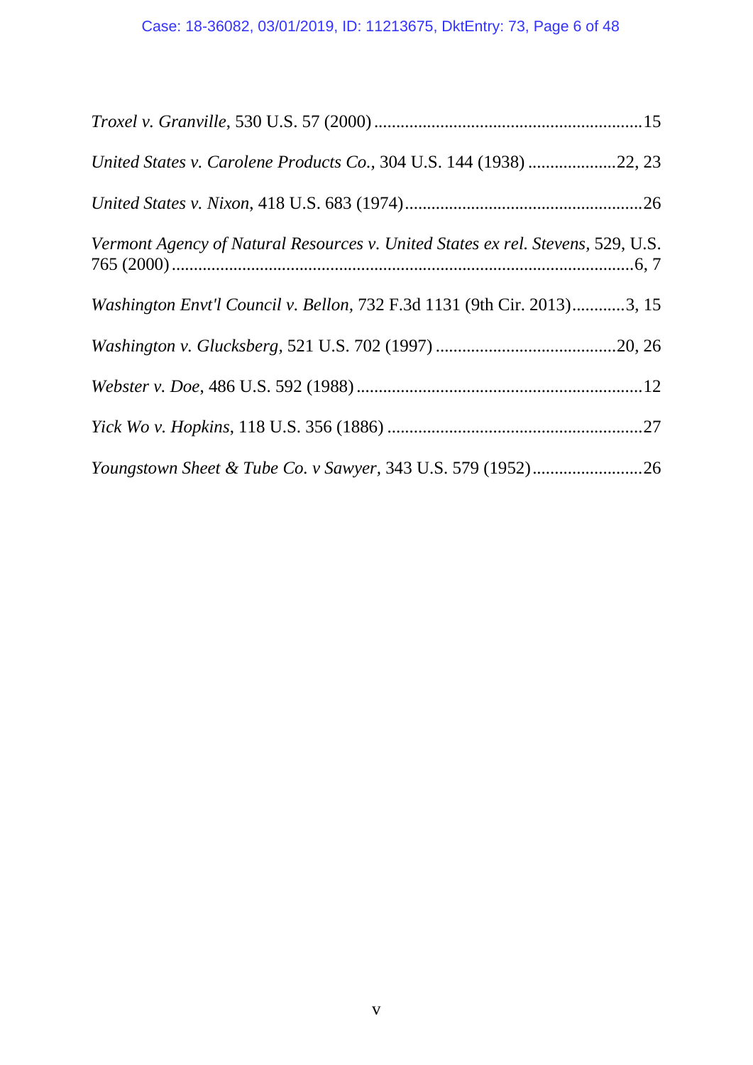*Troxel v. Granville*, 530 U.S. 57 (2000) ............................................................ 15

*United States v. Carolene Products Co.*, 304 U.S. 144 (1938) .................... 22, 23

*United States v. Nixon*, 418 U.S. 683 (1974) ..................................................... 26

*Vermont Agency of Natural Resources v. United States ex rel. Stevens*, 529, U.S. 765 (2000) ........................................................................................................ 6, 7

*Washington Envt'l Council v. Bellon*, 732 F.3d 1131 (9th Cir. 2013) ............ 3, 15

*Washington v. Glucksberg*, 521 U.S. 702 (1997) ......................................... 20, 26

*Webster v. Doe*, 486 U.S. 592 (1988) ................................................................ 12

*Yick Wo v. Hopkins*, 118 U.S. 356 (1886) ......................................................... 27

*Youngstown Sheet & Tube Co. v Sawyer*, 343 U.S. 579 (1952) ......................... 26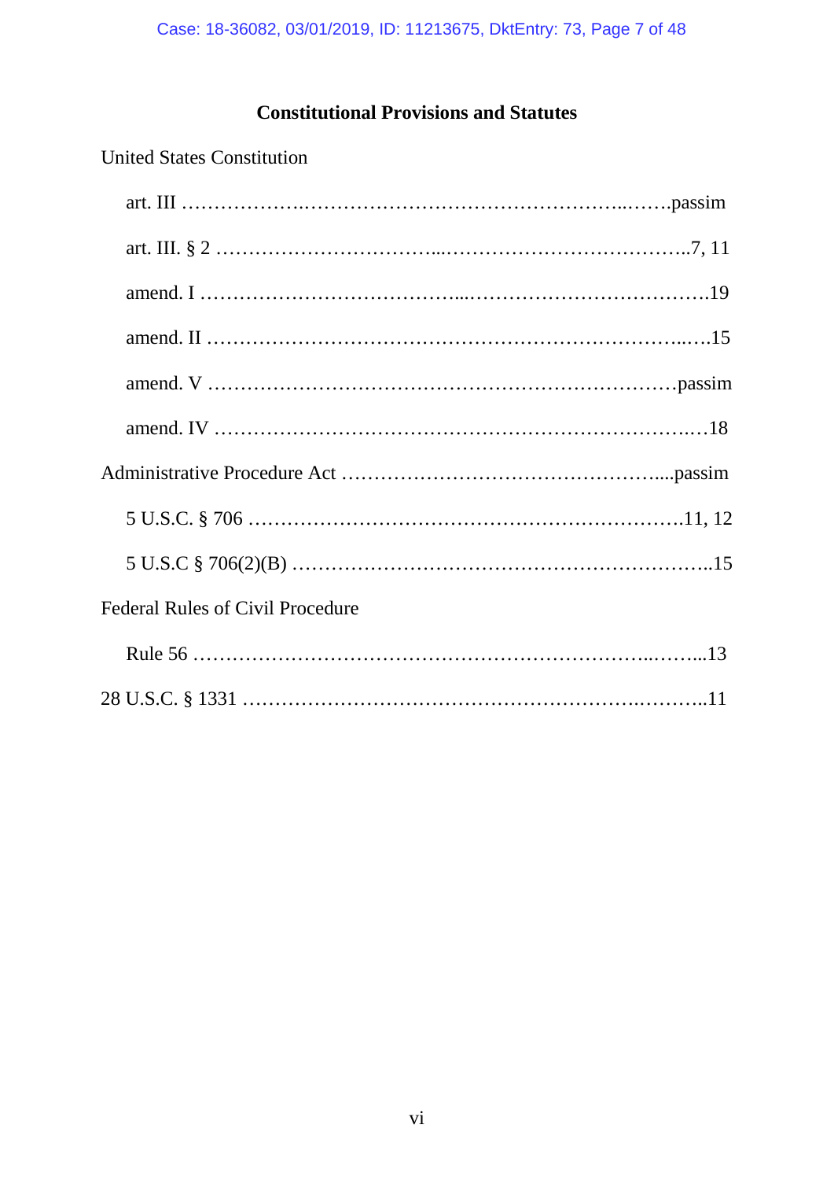## Constitutional Provisions and Statutes

United States Constitution

art. III ……………….………………………………………..…….passim

art. III. § 2 …………………………...………………………………..7, 11

amend. I ……………………………….....……………….……………….19

amend. II ……………………………………………………………..….15

amend. V …………………………………………………………passim

amend. IV ……………………………………………………………..…18

Administrative Procedure Act ……………………………………….....passim

5 U.S.C. § 706 ……………………………………………………….11, 12

5 U.S.C § 706(2)(B) …………………………………………………..15

Federal Rules of Civil Procedure

Rule 56 ………………………………………………………..……...13

28 U.S.C. § 1331 …………………………………………….………..11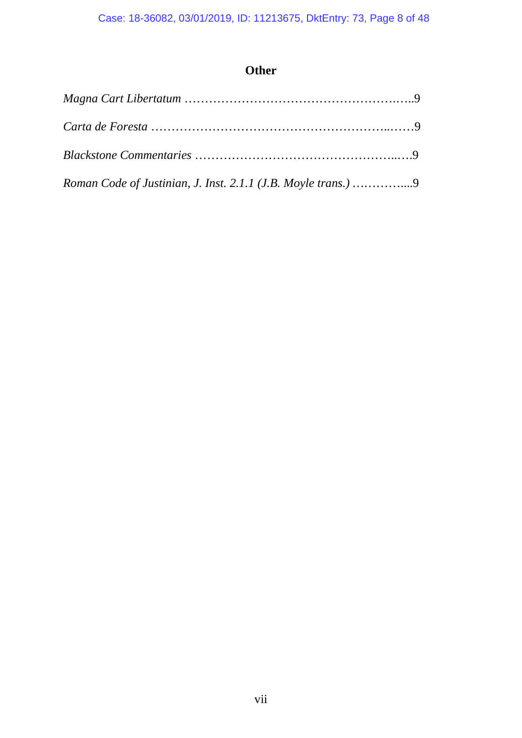## Other

*Magna Cart Libertatum* ………………………………………………….…..9

*Carta de Foresta* ………………………………………………..……9

*Blackstone Commentaries* …………………………………………..….9

*Roman Code of Justinian, J. Inst. 2.1.1 (J.B. Moyle trans.)* ….………....9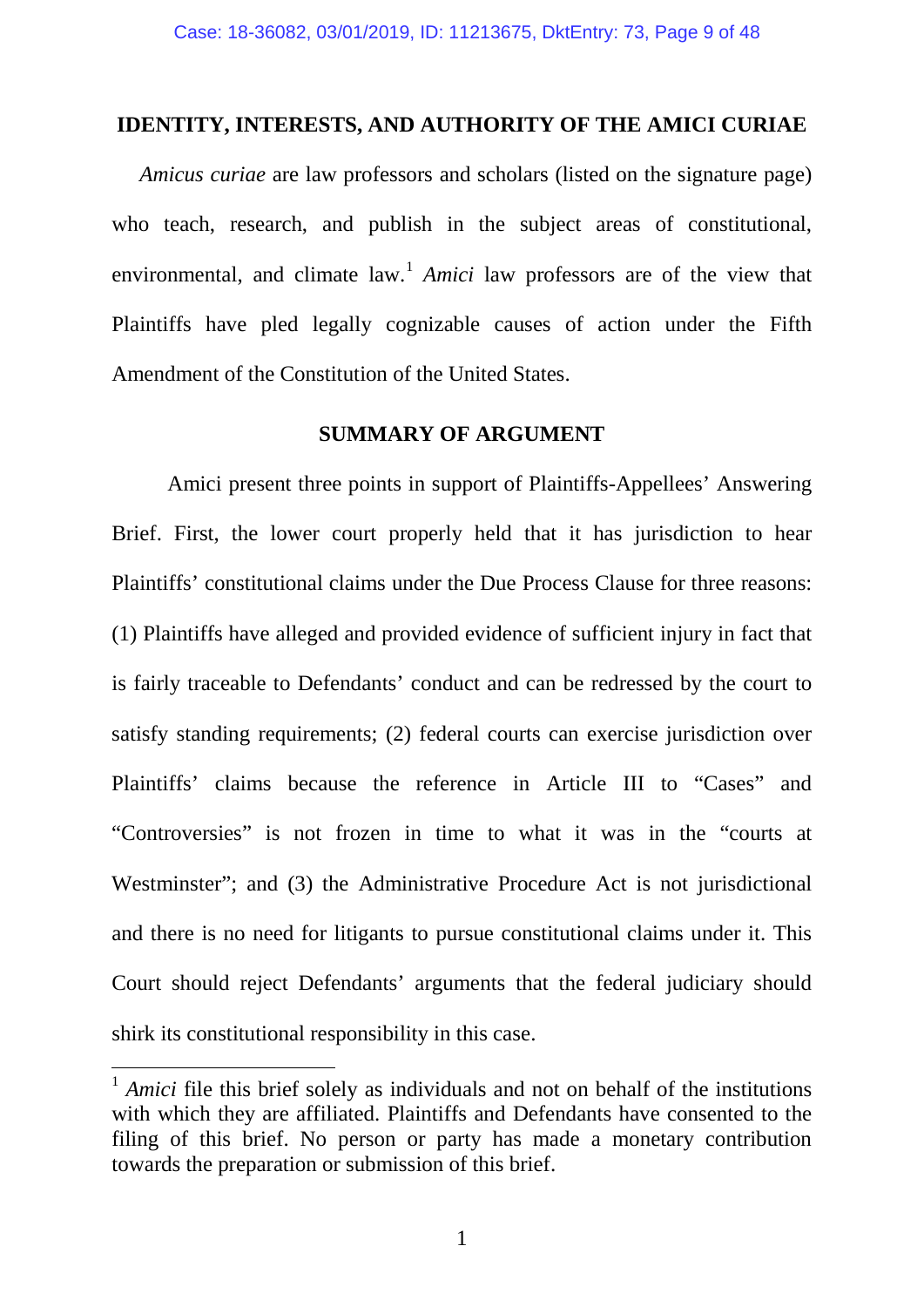## IDENTITY, INTERESTS, AND AUTHORITY OF THE AMICI CURIAE

*Amicus curiae* are law professors and scholars (listed on the signature page) who teach, research, and publish in the subject areas of constitutional, environmental, and climate law.[1] *Amici* law professors are of the view that Plaintiffs have pled legally cognizable causes of action under the Fifth Amendment of the Constitution of the United States.

## SUMMARY OF ARGUMENT

Amici present three points in support of Plaintiffs-Appellees' Answering Brief. First, the lower court properly held that it has jurisdiction to hear Plaintiffs' constitutional claims under the Due Process Clause for three reasons: (1) Plaintiffs have alleged and provided evidence of sufficient injury in fact that is fairly traceable to Defendants' conduct and can be redressed by the court to satisfy standing requirements; (2) federal courts can exercise jurisdiction over Plaintiffs' claims because the reference in Article III to "Cases" and "Controversies" is not frozen in time to what it was in the "courts at Westminster"; and (3) the Administrative Procedure Act is not jurisdictional and there is no need for litigants to pursue constitutional claims under it. This Court should reject Defendants' arguments that the federal judiciary should shirk its constitutional responsibility in this case.

---

[1] *Amici* file this brief solely as individuals and not on behalf of the institutions with which they are affiliated. Plaintiffs and Defendants have consented to the filing of this brief. No person or party has made a monetary contribution towards the preparation or submission of this brief.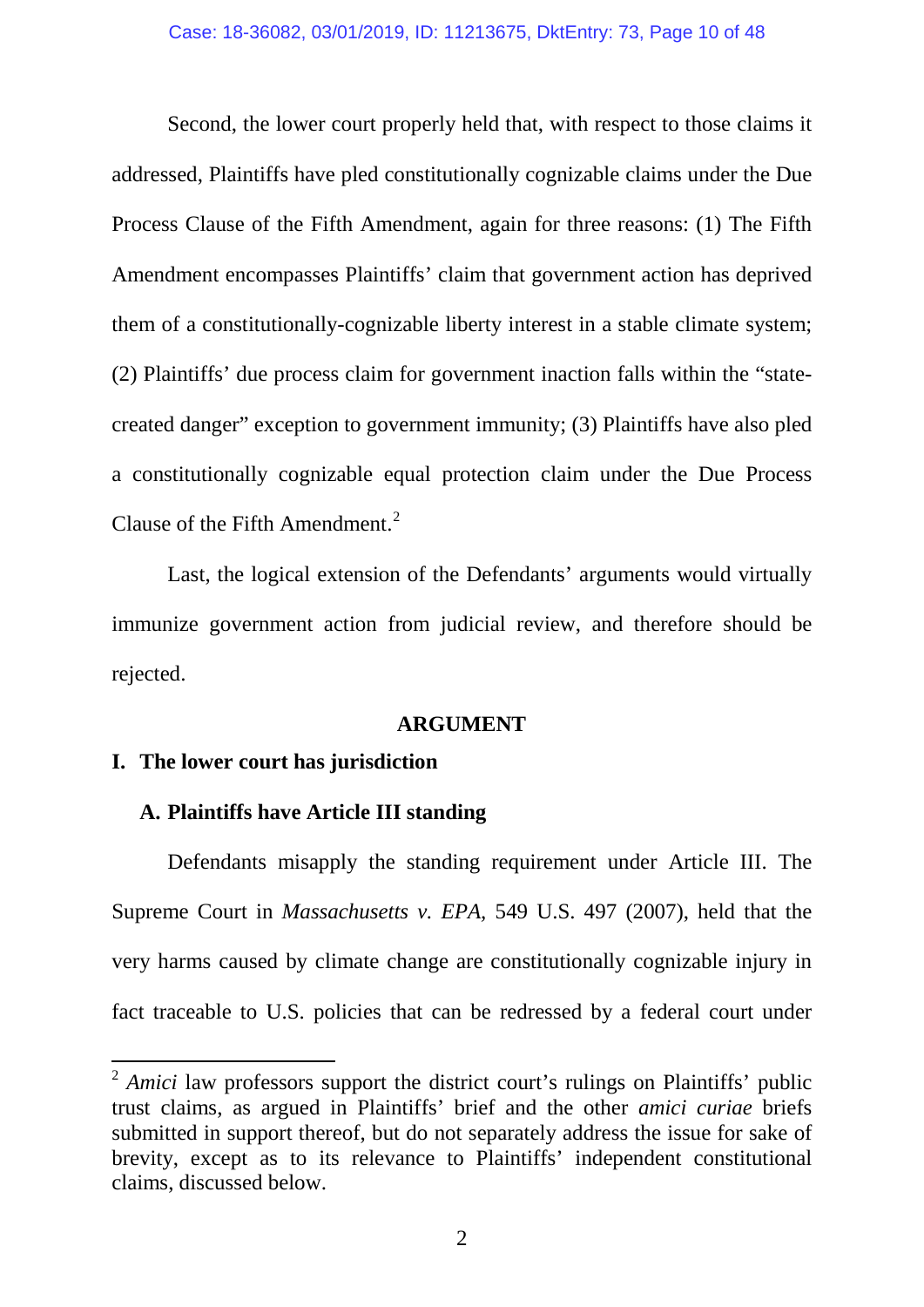Second, the lower court properly held that, with respect to those claims it addressed, Plaintiffs have pled constitutionally cognizable claims under the Due Process Clause of the Fifth Amendment, again for three reasons: (1) The Fifth Amendment encompasses Plaintiffs' claim that government action has deprived them of a constitutionally-cognizable liberty interest in a stable climate system; (2) Plaintiffs' due process claim for government inaction falls within the "state-created danger" exception to government immunity; (3) Plaintiffs have also pled a constitutionally cognizable equal protection claim under the Due Process Clause of the Fifth Amendment.[2]

Last, the logical extension of the Defendants' arguments would virtually immunize government action from judicial review, and therefore should be rejected.

## ARGUMENT

### I. The lower court has jurisdiction

#### A. Plaintiffs have Article III standing

Defendants misapply the standing requirement under Article III. The Supreme Court in *Massachusetts v. EPA*, 549 U.S. 497 (2007), held that the very harms caused by climate change are constitutionally cognizable injury in fact traceable to U.S. policies that can be redressed by a federal court under

---

[2] *Amici* law professors support the district court's rulings on Plaintiffs' public trust claims, as argued in Plaintiffs' brief and the other *amici curiae* briefs submitted in support thereof, but do not separately address the issue for sake of brevity, except as to its relevance to Plaintiffs' independent constitutional claims, discussed below.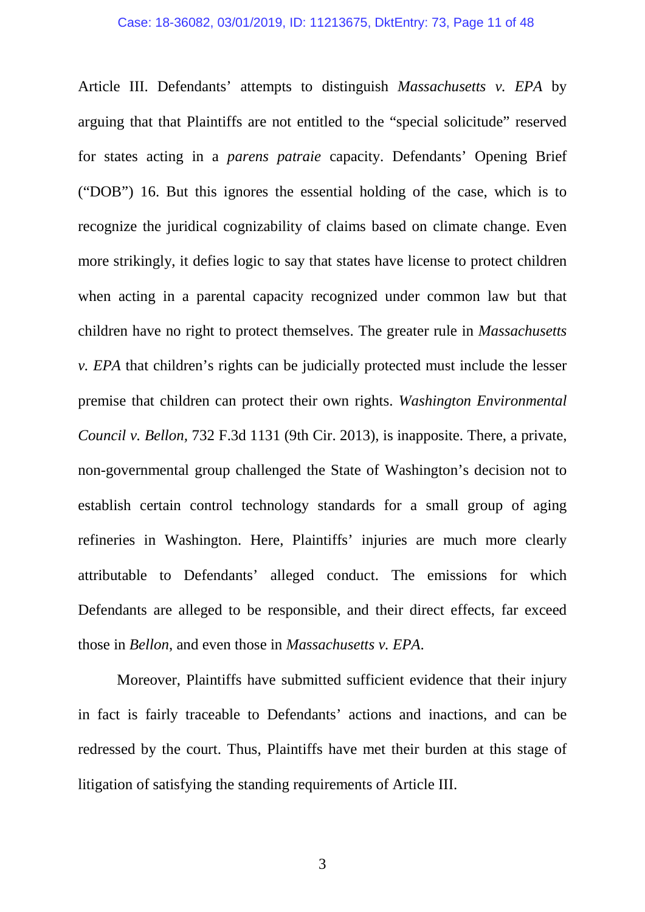Article III. Defendants' attempts to distinguish *Massachusetts v. EPA* by arguing that that Plaintiffs are not entitled to the "special solicitude" reserved for states acting in a *parens patraie* capacity. Defendants' Opening Brief ("DOB") 16. But this ignores the essential holding of the case, which is to recognize the juridical cognizability of claims based on climate change. Even more strikingly, it defies logic to say that states have license to protect children when acting in a parental capacity recognized under common law but that children have no right to protect themselves. The greater rule in *Massachusetts v. EPA* that children's rights can be judicially protected must include the lesser premise that children can protect their own rights. *Washington Environmental Council v. Bellon,* 732 F.3d 1131 (9th Cir. 2013), is inapposite. There, a private, non-governmental group challenged the State of Washington's decision not to establish certain control technology standards for a small group of aging refineries in Washington. Here, Plaintiffs' injuries are much more clearly attributable to Defendants' alleged conduct. The emissions for which Defendants are alleged to be responsible, and their direct effects, far exceed those in *Bellon*, and even those in *Massachusetts v. EPA.*

Moreover, Plaintiffs have submitted sufficient evidence that their injury in fact is fairly traceable to Defendants' actions and inactions, and can be redressed by the court. Thus, Plaintiffs have met their burden at this stage of litigation of satisfying the standing requirements of Article III.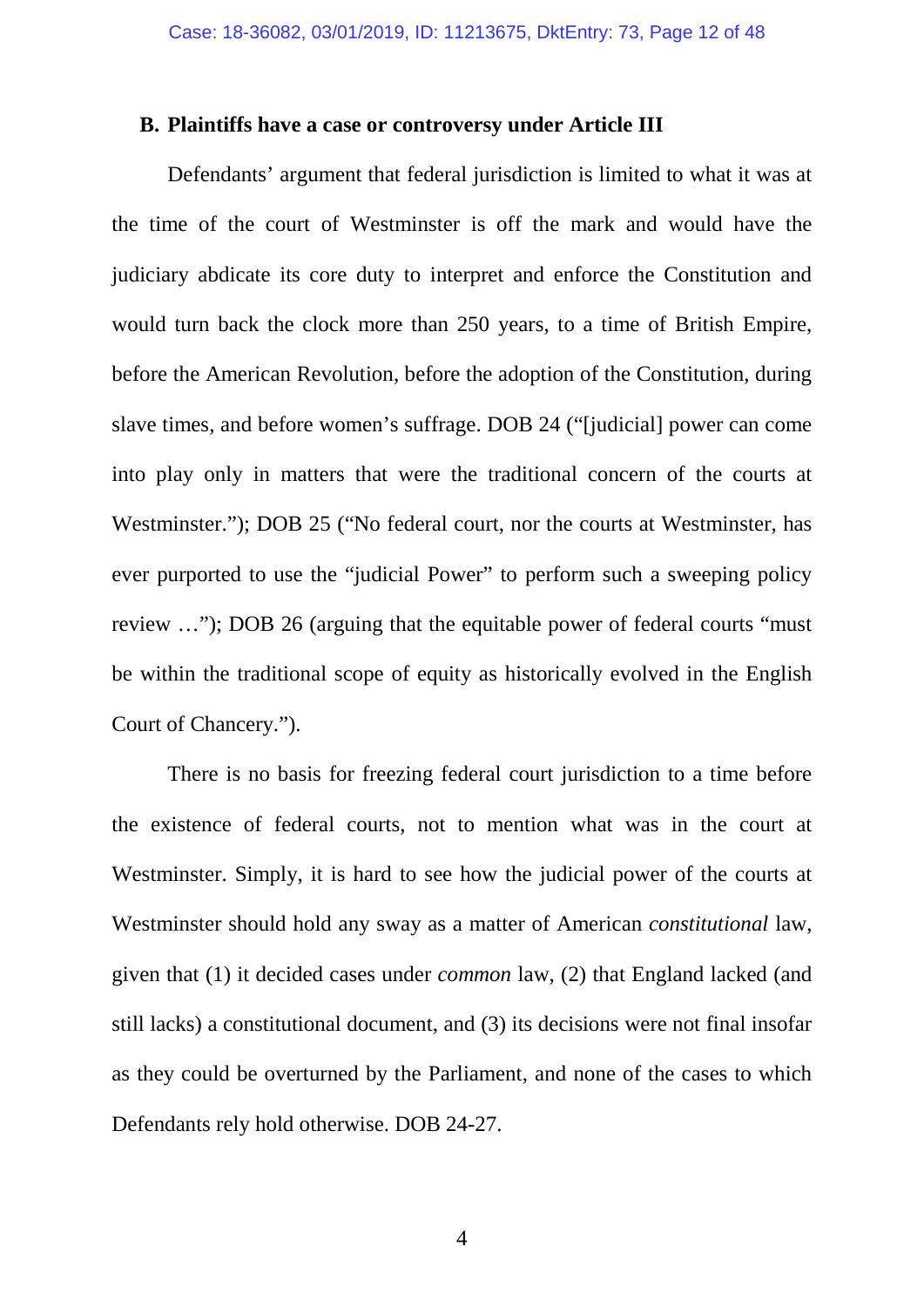### B. Plaintiffs have a case or controversy under Article III

Defendants' argument that federal jurisdiction is limited to what it was at the time of the court of Westminster is off the mark and would have the judiciary abdicate its core duty to interpret and enforce the Constitution and would turn back the clock more than 250 years, to a time of British Empire, before the American Revolution, before the adoption of the Constitution, during slave times, and before women's suffrage. DOB 24 ("[judicial] power can come into play only in matters that were the traditional concern of the courts at Westminster."); DOB 25 ("No federal court, nor the courts at Westminster, has ever purported to use the "judicial Power" to perform such a sweeping policy review …"); DOB 26 (arguing that the equitable power of federal courts "must be within the traditional scope of equity as historically evolved in the English Court of Chancery.").

There is no basis for freezing federal court jurisdiction to a time before the existence of federal courts, not to mention what was in the court at Westminster. Simply, it is hard to see how the judicial power of the courts at Westminster should hold any sway as a matter of American *constitutional* law, given that (1) it decided cases under *common* law, (2) that England lacked (and still lacks) a constitutional document, and (3) its decisions were not final insofar as they could be overturned by the Parliament, and none of the cases to which Defendants rely hold otherwise. DOB 24-27.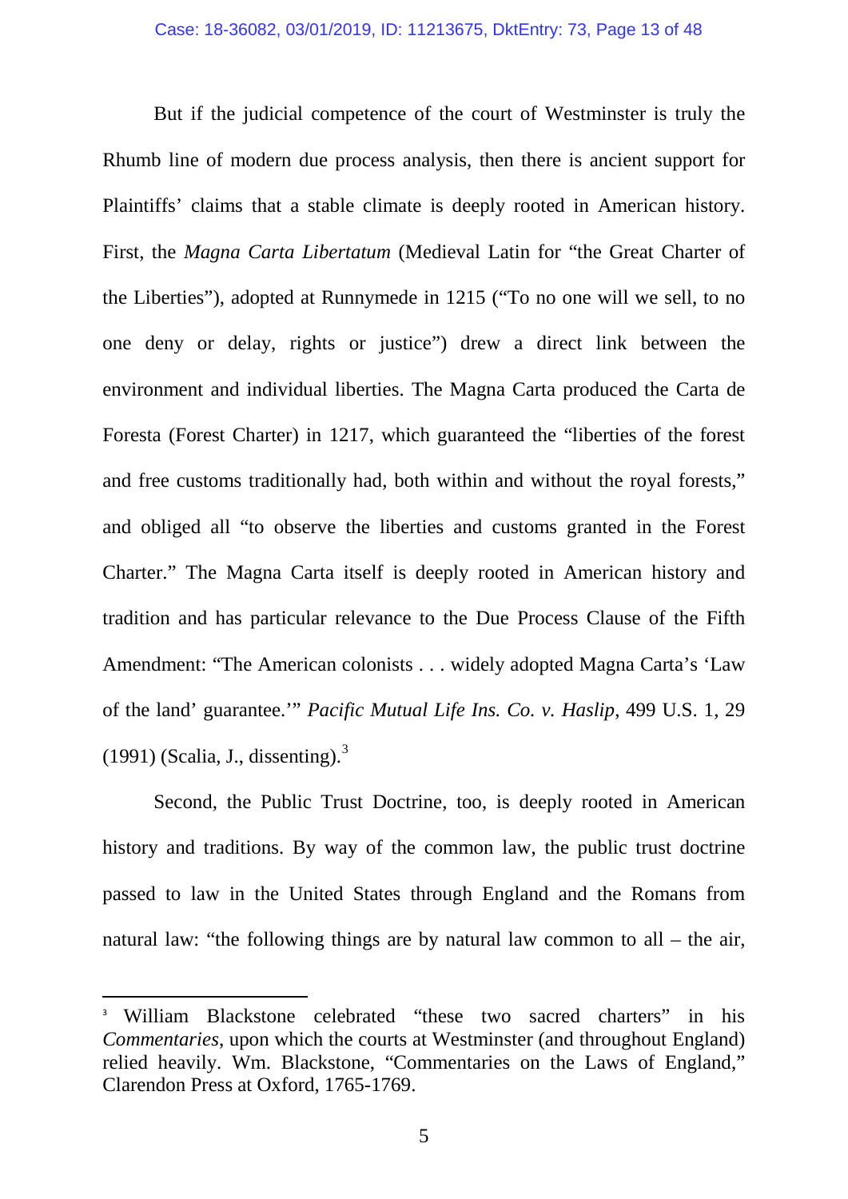But if the judicial competence of the court of Westminster is truly the Rhumb line of modern due process analysis, then there is ancient support for Plaintiffs' claims that a stable climate is deeply rooted in American history. First, the *Magna Carta Libertatum* (Medieval Latin for "the Great Charter of the Liberties"), adopted at Runnymede in 1215 ("To no one will we sell, to no one deny or delay, rights or justice") drew a direct link between the environment and individual liberties. The Magna Carta produced the Carta de Foresta (Forest Charter) in 1217, which guaranteed the "liberties of the forest and free customs traditionally had, both within and without the royal forests," and obliged all "to observe the liberties and customs granted in the Forest Charter." The Magna Carta itself is deeply rooted in American history and tradition and has particular relevance to the Due Process Clause of the Fifth Amendment: "The American colonists . . . widely adopted Magna Carta's 'Law of the land' guarantee.'" *Pacific Mutual Life Ins. Co. v. Haslip*, 499 U.S. 1, 29 (1991) (Scalia, J., dissenting).[3]

Second, the Public Trust Doctrine, too, is deeply rooted in American history and traditions. By way of the common law, the public trust doctrine passed to law in the United States through England and the Romans from natural law: "the following things are by natural law common to all – the air,

[3] William Blackstone celebrated "these two sacred charters" in his *Commentaries*, upon which the courts at Westminster (and throughout England) relied heavily. Wm. Blackstone, "Commentaries on the Laws of England," Clarendon Press at Oxford, 1765-1769.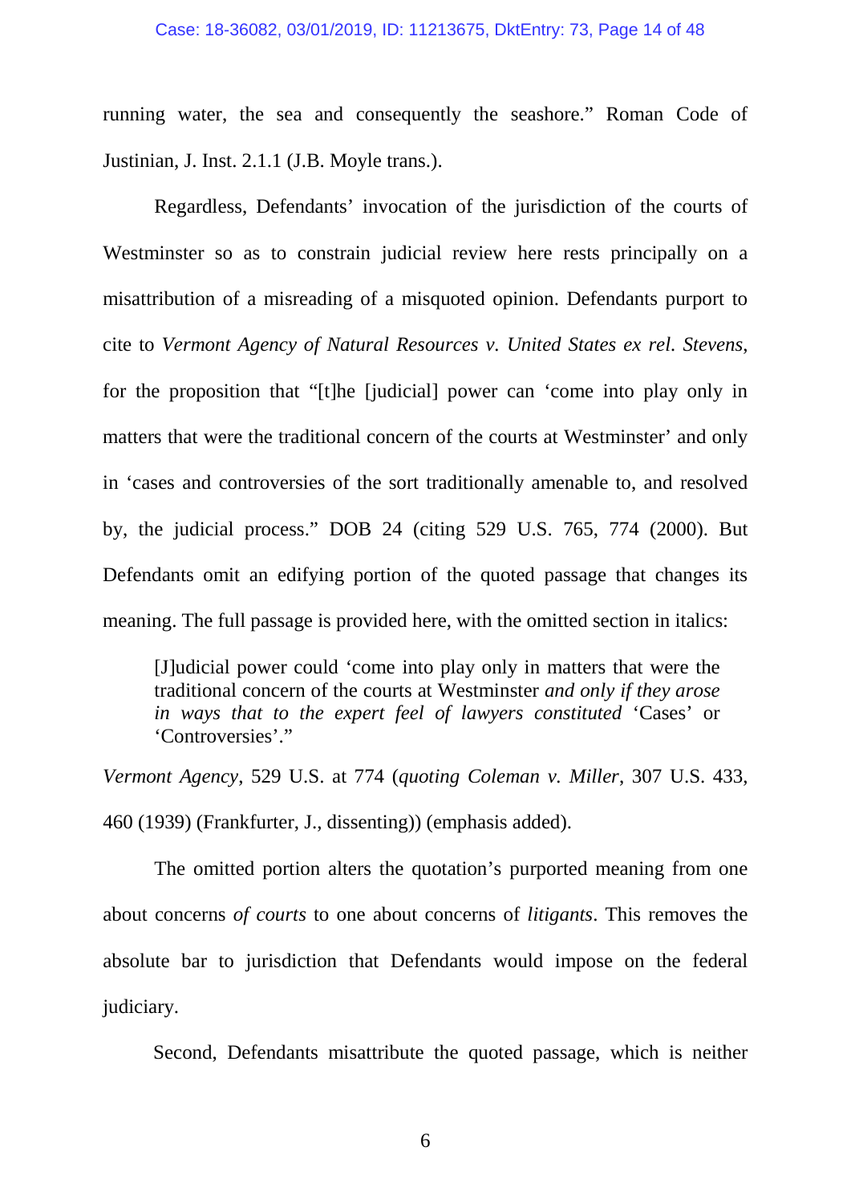running water, the sea and consequently the seashore." Roman Code of Justinian, J. Inst. 2.1.1 (J.B. Moyle trans.).

Regardless, Defendants' invocation of the jurisdiction of the courts of Westminster so as to constrain judicial review here rests principally on a misattribution of a misreading of a misquoted opinion. Defendants purport to cite to *Vermont Agency of Natural Resources v. United States ex rel. Stevens*, for the proposition that "[t]he [judicial] power can 'come into play only in matters that were the traditional concern of the courts at Westminster' and only in 'cases and controversies of the sort traditionally amenable to, and resolved by, the judicial process." DOB 24 (citing 529 U.S. 765, 774 (2000). But Defendants omit an edifying portion of the quoted passage that changes its meaning. The full passage is provided here, with the omitted section in italics:

> [J]udicial power could 'come into play only in matters that were the traditional concern of the courts at Westminster *and only if they arose in ways that to the expert feel of lawyers constituted* 'Cases' or 'Controversies'."

*Vermont Agency*, 529 U.S. at 774 (*quoting Coleman v. Miller*, 307 U.S. 433, 460 (1939) (Frankfurter, J., dissenting)) (emphasis added).

The omitted portion alters the quotation's purported meaning from one about concerns *of courts* to one about concerns of *litigants*. This removes the absolute bar to jurisdiction that Defendants would impose on the federal judiciary.

Second, Defendants misattribute the quoted passage, which is neither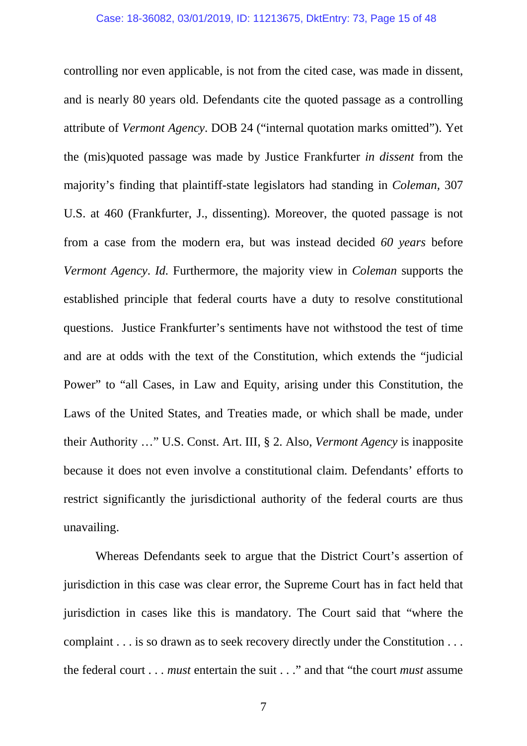controlling nor even applicable, is not from the cited case, was made in dissent, and is nearly 80 years old. Defendants cite the quoted passage as a controlling attribute of *Vermont Agency*. DOB 24 ("internal quotation marks omitted"). Yet the (mis)quoted passage was made by Justice Frankfurter *in dissent* from the majority's finding that plaintiff-state legislators had standing in *Coleman*, 307 U.S. at 460 (Frankfurter, J., dissenting). Moreover, the quoted passage is not from a case from the modern era, but was instead decided *60 years* before *Vermont Agency*. *Id.* Furthermore, the majority view in *Coleman* supports the established principle that federal courts have a duty to resolve constitutional questions. Justice Frankfurter's sentiments have not withstood the test of time and are at odds with the text of the Constitution, which extends the "judicial Power" to "all Cases, in Law and Equity, arising under this Constitution, the Laws of the United States, and Treaties made, or which shall be made, under their Authority …" U.S. Const. Art. III, § 2. Also, *Vermont Agency* is inapposite because it does not even involve a constitutional claim. Defendants' efforts to restrict significantly the jurisdictional authority of the federal courts are thus unavailing.

Whereas Defendants seek to argue that the District Court's assertion of jurisdiction in this case was clear error, the Supreme Court has in fact held that jurisdiction in cases like this is mandatory. The Court said that "where the complaint . . . is so drawn as to seek recovery directly under the Constitution . . . the federal court . . . *must* entertain the suit . . ." and that "the court *must* assume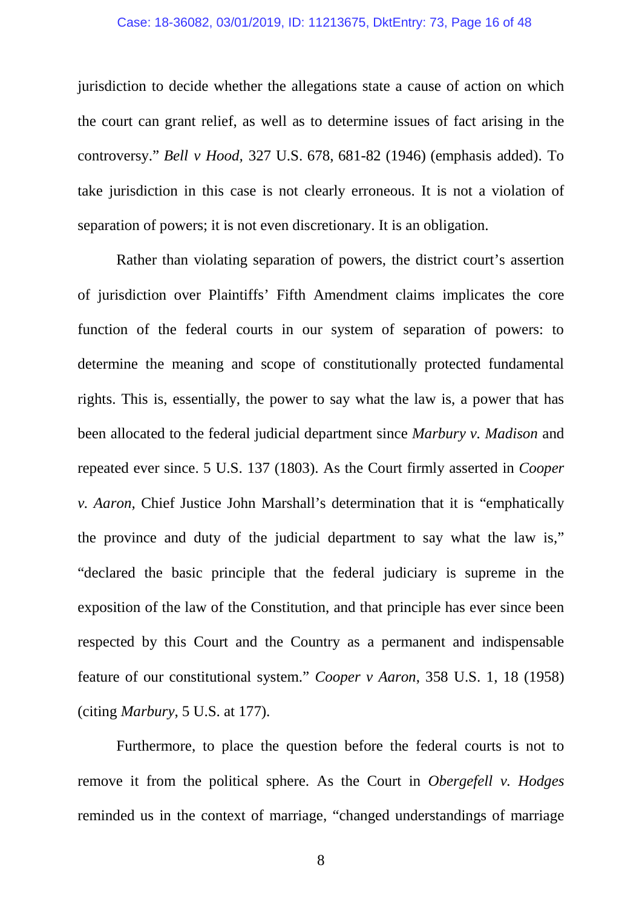jurisdiction to decide whether the allegations state a cause of action on which the court can grant relief, as well as to determine issues of fact arising in the controversy." *Bell v Hood,* 327 U.S. 678, 681-82 (1946) (emphasis added). To take jurisdiction in this case is not clearly erroneous. It is not a violation of separation of powers; it is not even discretionary. It is an obligation.

Rather than violating separation of powers, the district court's assertion of jurisdiction over Plaintiffs' Fifth Amendment claims implicates the core function of the federal courts in our system of separation of powers: to determine the meaning and scope of constitutionally protected fundamental rights. This is, essentially, the power to say what the law is, a power that has been allocated to the federal judicial department since *Marbury v. Madison* and repeated ever since. 5 U.S. 137 (1803). As the Court firmly asserted in *Cooper v. Aaron,* Chief Justice John Marshall's determination that it is "emphatically the province and duty of the judicial department to say what the law is," "declared the basic principle that the federal judiciary is supreme in the exposition of the law of the Constitution, and that principle has ever since been respected by this Court and the Country as a permanent and indispensable feature of our constitutional system." *Cooper v Aaron*, 358 U.S. 1, 18 (1958) (citing *Marbury*, 5 U.S. at 177).

Furthermore, to place the question before the federal courts is not to remove it from the political sphere. As the Court in *Obergefell v. Hodges* reminded us in the context of marriage, "changed understandings of marriage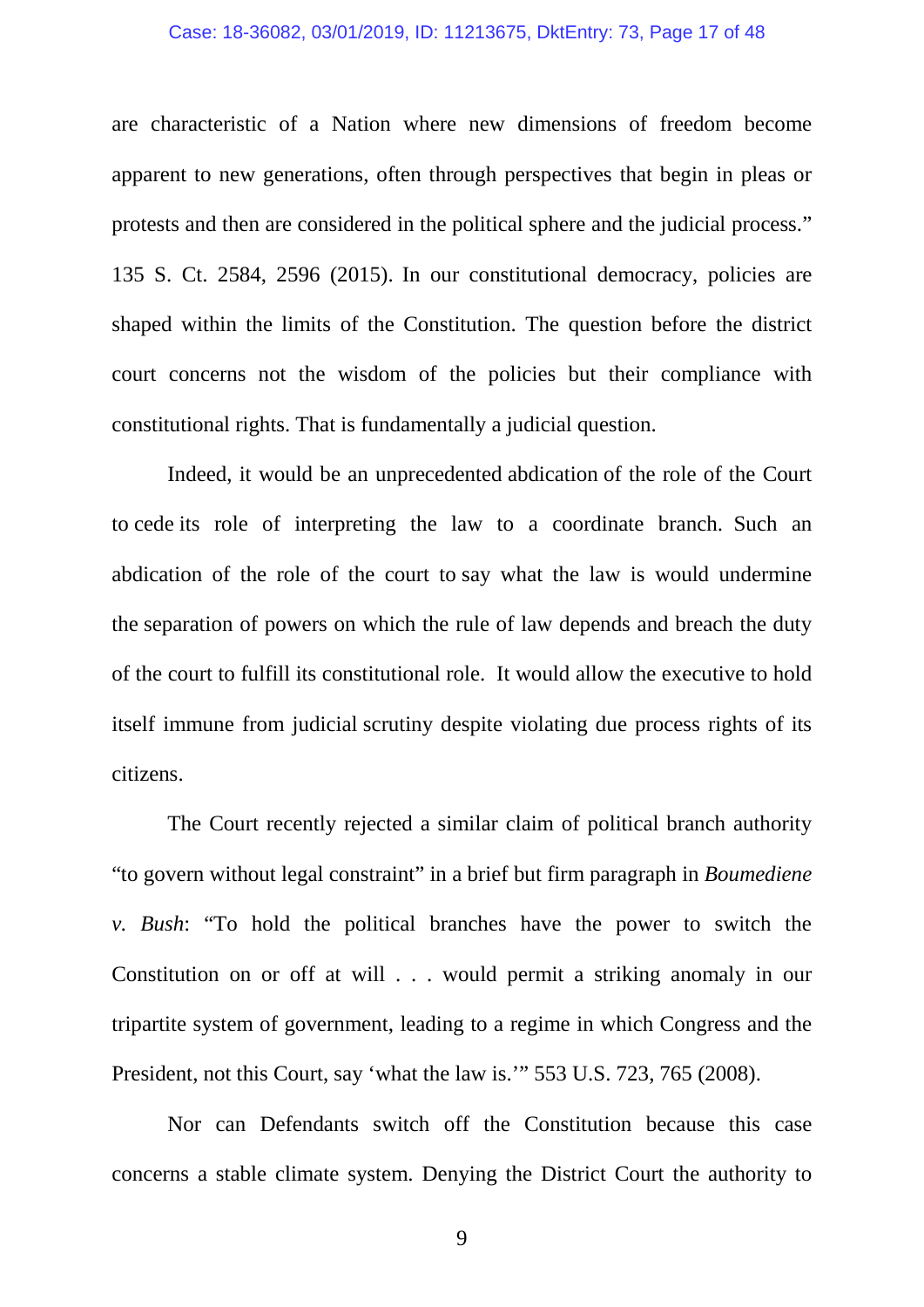are characteristic of a Nation where new dimensions of freedom become apparent to new generations, often through perspectives that begin in pleas or protests and then are considered in the political sphere and the judicial process." 135 S. Ct. 2584, 2596 (2015). In our constitutional democracy, policies are shaped within the limits of the Constitution. The question before the district court concerns not the wisdom of the policies but their compliance with constitutional rights. That is fundamentally a judicial question.

Indeed, it would be an unprecedented abdication of the role of the Court to cede its role of interpreting the law to a coordinate branch. Such an abdication of the role of the court to say what the law is would undermine the separation of powers on which the rule of law depends and breach the duty of the court to fulfill its constitutional role. It would allow the executive to hold itself immune from judicial scrutiny despite violating due process rights of its citizens.

The Court recently rejected a similar claim of political branch authority "to govern without legal constraint" in a brief but firm paragraph in *Boumediene v. Bush*: "To hold the political branches have the power to switch the Constitution on or off at will . . . would permit a striking anomaly in our tripartite system of government, leading to a regime in which Congress and the President, not this Court, say 'what the law is.'" 553 U.S. 723, 765 (2008).

Nor can Defendants switch off the Constitution because this case concerns a stable climate system. Denying the District Court the authority to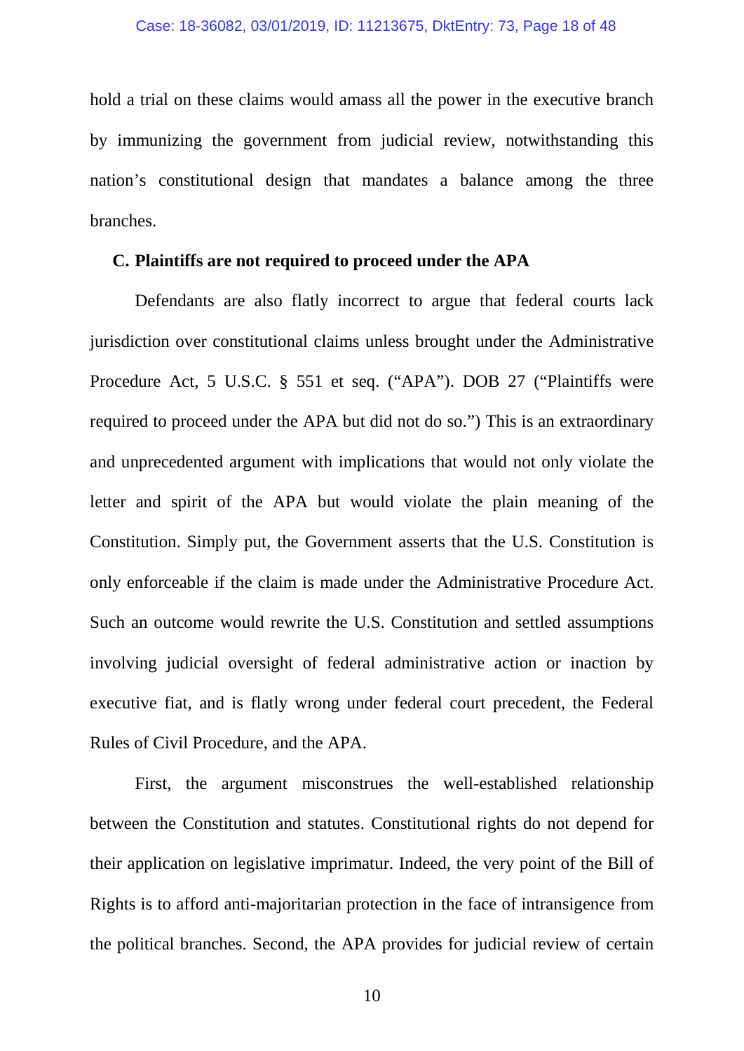hold a trial on these claims would amass all the power in the executive branch by immunizing the government from judicial review, notwithstanding this nation's constitutional design that mandates a balance among the three branches.

### C. Plaintiffs are not required to proceed under the APA

Defendants are also flatly incorrect to argue that federal courts lack jurisdiction over constitutional claims unless brought under the Administrative Procedure Act, 5 U.S.C. § 551 et seq. ("APA"). DOB 27 ("Plaintiffs were required to proceed under the APA but did not do so.") This is an extraordinary and unprecedented argument with implications that would not only violate the letter and spirit of the APA but would violate the plain meaning of the Constitution. Simply put, the Government asserts that the U.S. Constitution is only enforceable if the claim is made under the Administrative Procedure Act. Such an outcome would rewrite the U.S. Constitution and settled assumptions involving judicial oversight of federal administrative action or inaction by executive fiat, and is flatly wrong under federal court precedent, the Federal Rules of Civil Procedure, and the APA.

First, the argument misconstrues the well-established relationship between the Constitution and statutes. Constitutional rights do not depend for their application on legislative imprimatur. Indeed, the very point of the Bill of Rights is to afford anti-majoritarian protection in the face of intransigence from the political branches. Second, the APA provides for judicial review of certain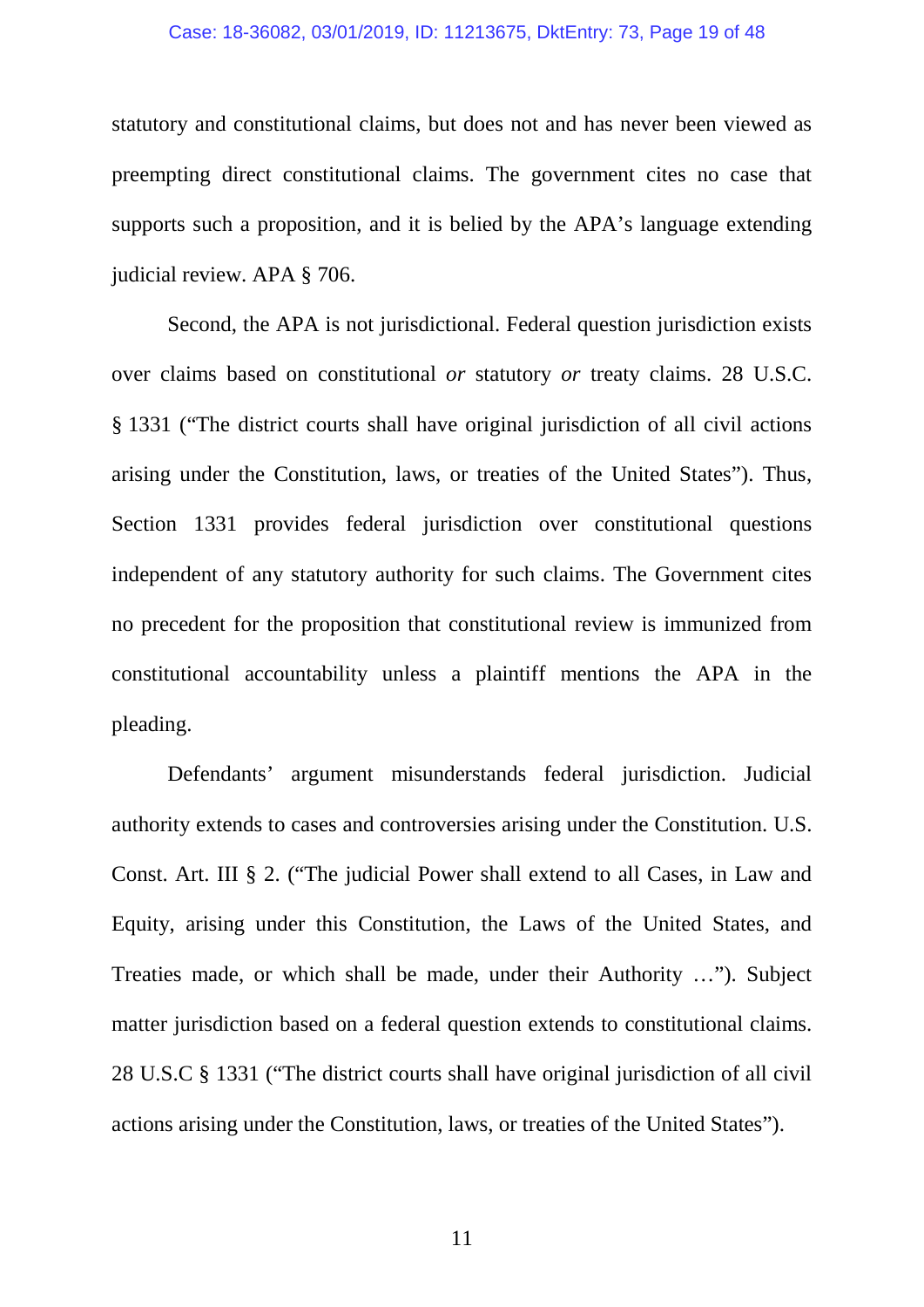statutory and constitutional claims, but does not and has never been viewed as preempting direct constitutional claims. The government cites no case that supports such a proposition, and it is belied by the APA's language extending judicial review. APA § 706.

Second, the APA is not jurisdictional. Federal question jurisdiction exists over claims based on constitutional *or* statutory *or* treaty claims. 28 U.S.C. § 1331 ("The district courts shall have original jurisdiction of all civil actions arising under the Constitution, laws, or treaties of the United States"). Thus, Section 1331 provides federal jurisdiction over constitutional questions independent of any statutory authority for such claims. The Government cites no precedent for the proposition that constitutional review is immunized from constitutional accountability unless a plaintiff mentions the APA in the pleading.

Defendants' argument misunderstands federal jurisdiction. Judicial authority extends to cases and controversies arising under the Constitution. U.S. Const. Art. III § 2. ("The judicial Power shall extend to all Cases, in Law and Equity, arising under this Constitution, the Laws of the United States, and Treaties made, or which shall be made, under their Authority …"). Subject matter jurisdiction based on a federal question extends to constitutional claims. 28 U.S.C § 1331 ("The district courts shall have original jurisdiction of all civil actions arising under the Constitution, laws, or treaties of the United States").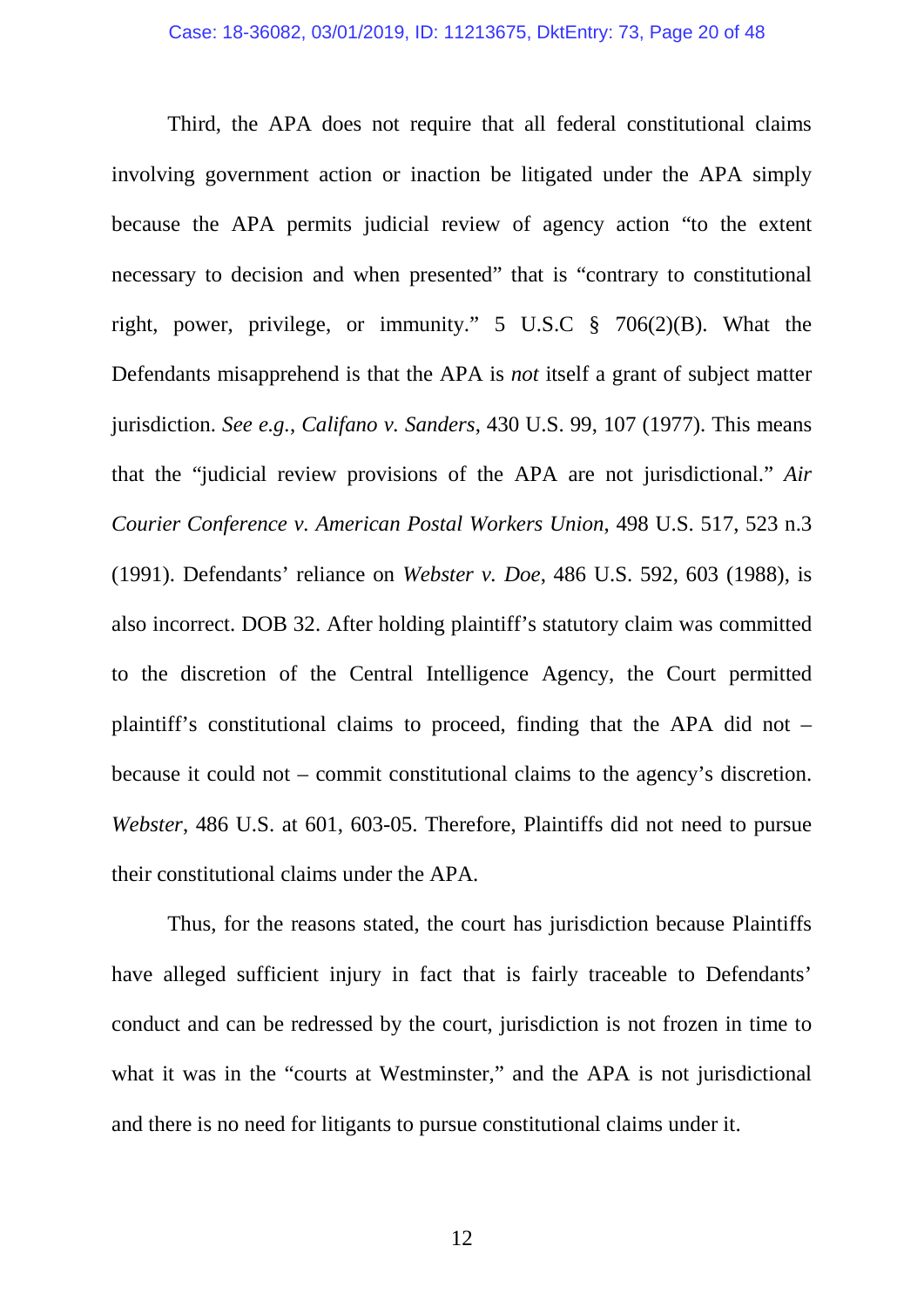Third, the APA does not require that all federal constitutional claims involving government action or inaction be litigated under the APA simply because the APA permits judicial review of agency action "to the extent necessary to decision and when presented" that is "contrary to constitutional right, power, privilege, or immunity." 5 U.S.C § 706(2)(B). What the Defendants misapprehend is that the APA is *not* itself a grant of subject matter jurisdiction. *See e.g., Califano v. Sanders*, 430 U.S. 99, 107 (1977). This means that the "judicial review provisions of the APA are not jurisdictional." *Air Courier Conference v. American Postal Workers Union*, 498 U.S. 517, 523 n.3 (1991). Defendants' reliance on *Webster v. Doe*, 486 U.S. 592, 603 (1988), is also incorrect. DOB 32. After holding plaintiff's statutory claim was committed to the discretion of the Central Intelligence Agency, the Court permitted plaintiff's constitutional claims to proceed, finding that the APA did not – because it could not – commit constitutional claims to the agency's discretion. *Webster*, 486 U.S. at 601, 603-05. Therefore, Plaintiffs did not need to pursue their constitutional claims under the APA.

Thus, for the reasons stated, the court has jurisdiction because Plaintiffs have alleged sufficient injury in fact that is fairly traceable to Defendants' conduct and can be redressed by the court, jurisdiction is not frozen in time to what it was in the "courts at Westminster," and the APA is not jurisdictional and there is no need for litigants to pursue constitutional claims under it.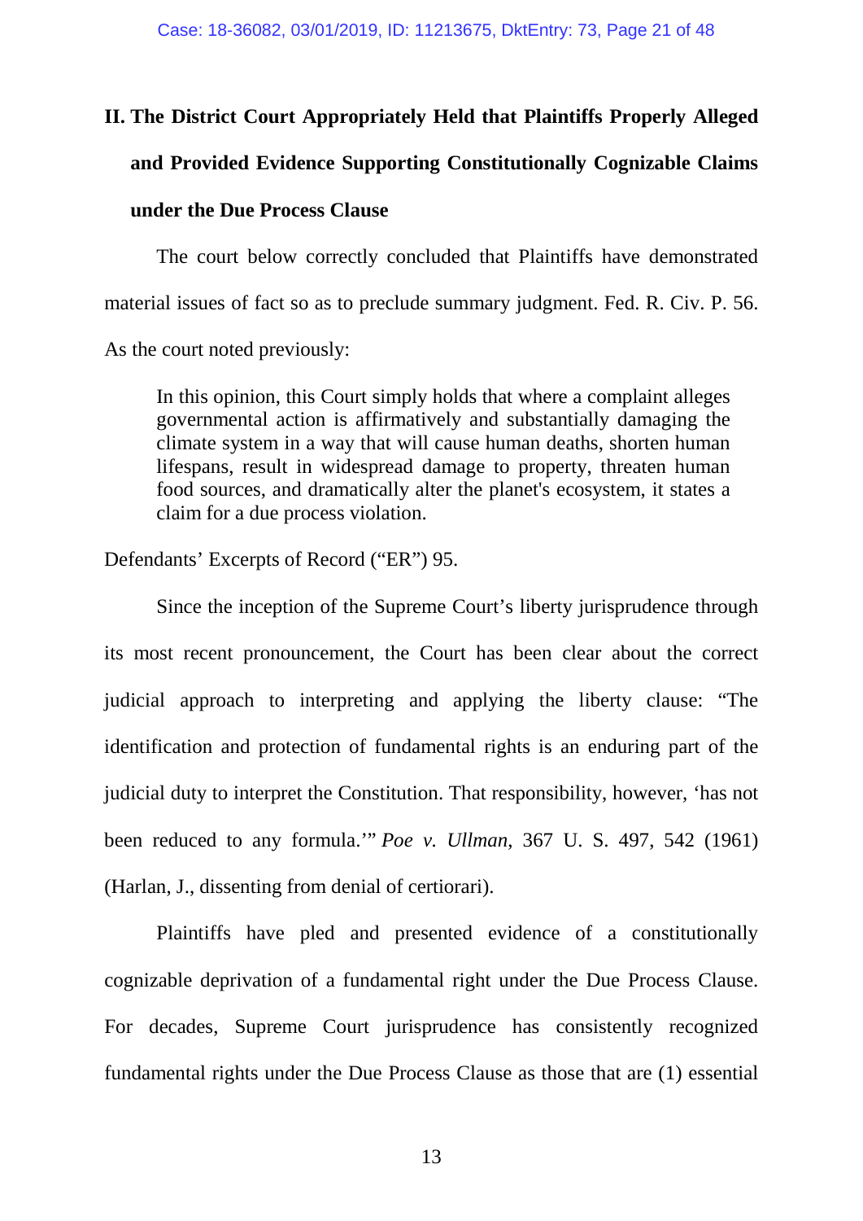## II. The District Court Appropriately Held that Plaintiffs Properly Alleged and Provided Evidence Supporting Constitutionally Cognizable Claims under the Due Process Clause

The court below correctly concluded that Plaintiffs have demonstrated material issues of fact so as to preclude summary judgment. Fed. R. Civ. P. 56. As the court noted previously:

> In this opinion, this Court simply holds that where a complaint alleges governmental action is affirmatively and substantially damaging the climate system in a way that will cause human deaths, shorten human lifespans, result in widespread damage to property, threaten human food sources, and dramatically alter the planet's ecosystem, it states a claim for a due process violation.

Defendants' Excerpts of Record ("ER") 95.

Since the inception of the Supreme Court's liberty jurisprudence through its most recent pronouncement, the Court has been clear about the correct judicial approach to interpreting and applying the liberty clause: "The identification and protection of fundamental rights is an enduring part of the judicial duty to interpret the Constitution. That responsibility, however, 'has not been reduced to any formula.'" *Poe v. Ullman*, 367 U. S. 497, 542 (1961) (Harlan, J., dissenting from denial of certiorari).

Plaintiffs have pled and presented evidence of a constitutionally cognizable deprivation of a fundamental right under the Due Process Clause. For decades, Supreme Court jurisprudence has consistently recognized fundamental rights under the Due Process Clause as those that are (1) essential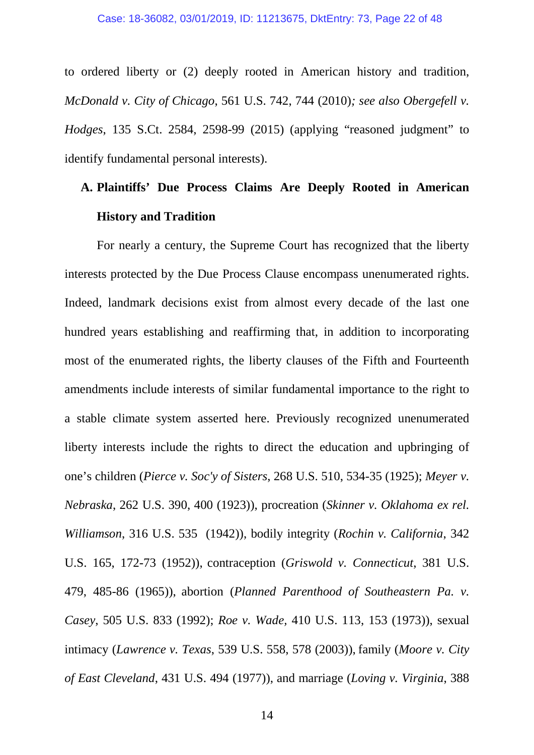to ordered liberty or (2) deeply rooted in American history and tradition, *McDonald v. City of Chicago*, 561 U.S. 742, 744 (2010)*; see also Obergefell v. Hodges*, 135 S.Ct. 2584, 2598-99 (2015) (applying "reasoned judgment" to identify fundamental personal interests).

### A. Plaintiffs' Due Process Claims Are Deeply Rooted in American History and Tradition

For nearly a century, the Supreme Court has recognized that the liberty interests protected by the Due Process Clause encompass unenumerated rights. Indeed, landmark decisions exist from almost every decade of the last one hundred years establishing and reaffirming that, in addition to incorporating most of the enumerated rights, the liberty clauses of the Fifth and Fourteenth amendments include interests of similar fundamental importance to the right to a stable climate system asserted here. Previously recognized unenumerated liberty interests include the rights to direct the education and upbringing of one's children (*Pierce v. Soc'y of Sisters*, 268 U.S. 510, 534-35 (1925); *Meyer v. Nebraska*, 262 U.S. 390, 400 (1923)), procreation (*Skinner v. Oklahoma ex rel. Williamson*, 316 U.S. 535 (1942)), bodily integrity (*Rochin v. California*, 342 U.S. 165, 172-73 (1952)), contraception (*Griswold v. Connecticut*, 381 U.S. 479, 485-86 (1965)), abortion (*Planned Parenthood of Southeastern Pa. v. Casey*, 505 U.S. 833 (1992); *Roe v. Wade,* 410 U.S. 113, 153 (1973)), sexual intimacy (*Lawrence v. Texas*, 539 U.S. 558, 578 (2003)), family (*Moore v. City of East Cleveland*, 431 U.S. 494 (1977)), and marriage (*Loving v. Virginia*, 388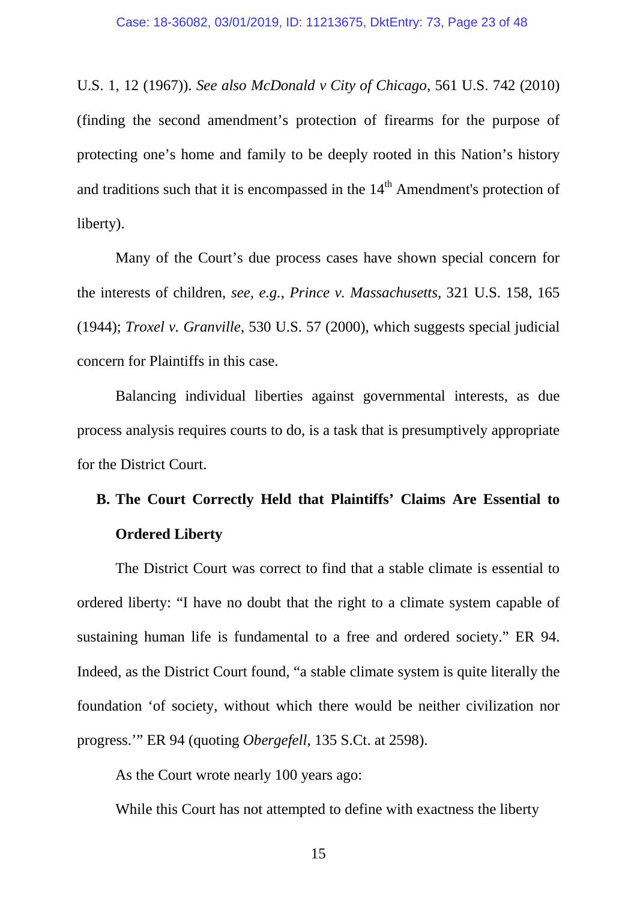U.S. 1, 12 (1967)). *See also McDonald v City of Chicago*, 561 U.S. 742 (2010) (finding the second amendment's protection of firearms for the purpose of protecting one's home and family to be deeply rooted in this Nation's history and traditions such that it is encompassed in the 14th Amendment's protection of liberty).

Many of the Court's due process cases have shown special concern for the interests of children, *see, e.g.*, *Prince v. Massachusetts*, 321 U.S. 158, 165 (1944); *Troxel v. Granville*, 530 U.S. 57 (2000), which suggests special judicial concern for Plaintiffs in this case.

Balancing individual liberties against governmental interests, as due process analysis requires courts to do, is a task that is presumptively appropriate for the District Court.

## B. The Court Correctly Held that Plaintiffs' Claims Are Essential to Ordered Liberty

The District Court was correct to find that a stable climate is essential to ordered liberty: "I have no doubt that the right to a climate system capable of sustaining human life is fundamental to a free and ordered society." ER 94. Indeed, as the District Court found, "a stable climate system is quite literally the foundation 'of society, without which there would be neither civilization nor progress.'" ER 94 (quoting *Obergefell*, 135 S.Ct. at 2598).

As the Court wrote nearly 100 years ago:

While this Court has not attempted to define with exactness the liberty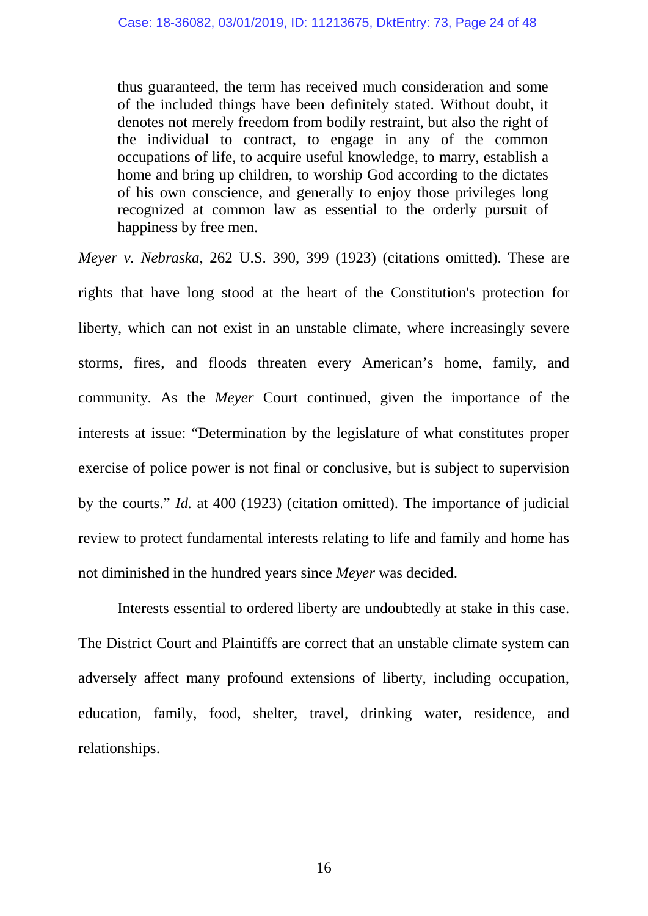> thus guaranteed, the term has received much consideration and some of the included things have been definitely stated. Without doubt, it denotes not merely freedom from bodily restraint, but also the right of the individual to contract, to engage in any of the common occupations of life, to acquire useful knowledge, to marry, establish a home and bring up children, to worship God according to the dictates of his own conscience, and generally to enjoy those privileges long recognized at common law as essential to the orderly pursuit of happiness by free men.

*Meyer v. Nebraska*, 262 U.S. 390, 399 (1923) (citations omitted). These are rights that have long stood at the heart of the Constitution's protection for liberty, which can not exist in an unstable climate, where increasingly severe storms, fires, and floods threaten every American's home, family, and community. As the *Meyer* Court continued, given the importance of the interests at issue: "Determination by the legislature of what constitutes proper exercise of police power is not final or conclusive, but is subject to supervision by the courts." *Id.* at 400 (1923) (citation omitted). The importance of judicial review to protect fundamental interests relating to life and family and home has not diminished in the hundred years since *Meyer* was decided.

Interests essential to ordered liberty are undoubtedly at stake in this case. The District Court and Plaintiffs are correct that an unstable climate system can adversely affect many profound extensions of liberty, including occupation, education, family, food, shelter, travel, drinking water, residence, and relationships.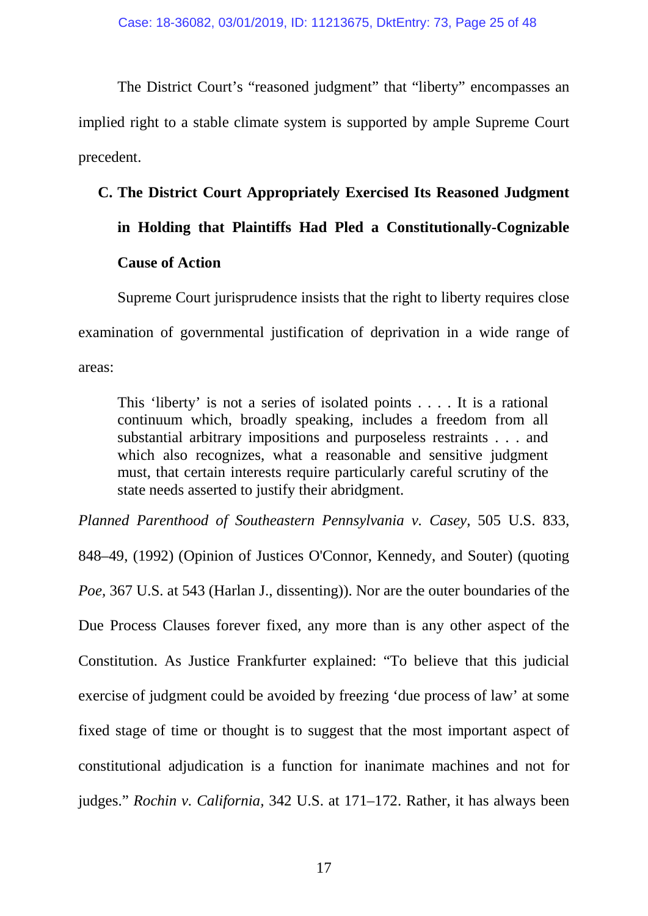The District Court's "reasoned judgment" that "liberty" encompasses an implied right to a stable climate system is supported by ample Supreme Court precedent.

### C. The District Court Appropriately Exercised Its Reasoned Judgment in Holding that Plaintiffs Had Pled a Constitutionally-Cognizable Cause of Action

Supreme Court jurisprudence insists that the right to liberty requires close examination of governmental justification of deprivation in a wide range of areas:

> This 'liberty' is not a series of isolated points . . . . It is a rational continuum which, broadly speaking, includes a freedom from all substantial arbitrary impositions and purposeless restraints . . . and which also recognizes, what a reasonable and sensitive judgment must, that certain interests require particularly careful scrutiny of the state needs asserted to justify their abridgment.

*Planned Parenthood of Southeastern Pennsylvania v. Casey*, 505 U.S. 833, 848–49, (1992) (Opinion of Justices O'Connor, Kennedy, and Souter) (quoting *Poe*, 367 U.S. at 543 (Harlan J., dissenting)). Nor are the outer boundaries of the Due Process Clauses forever fixed, any more than is any other aspect of the Constitution. As Justice Frankfurter explained: "To believe that this judicial exercise of judgment could be avoided by freezing 'due process of law' at some fixed stage of time or thought is to suggest that the most important aspect of constitutional adjudication is a function for inanimate machines and not for judges." *Rochin v. California*, 342 U.S. at 171–172. Rather, it has always been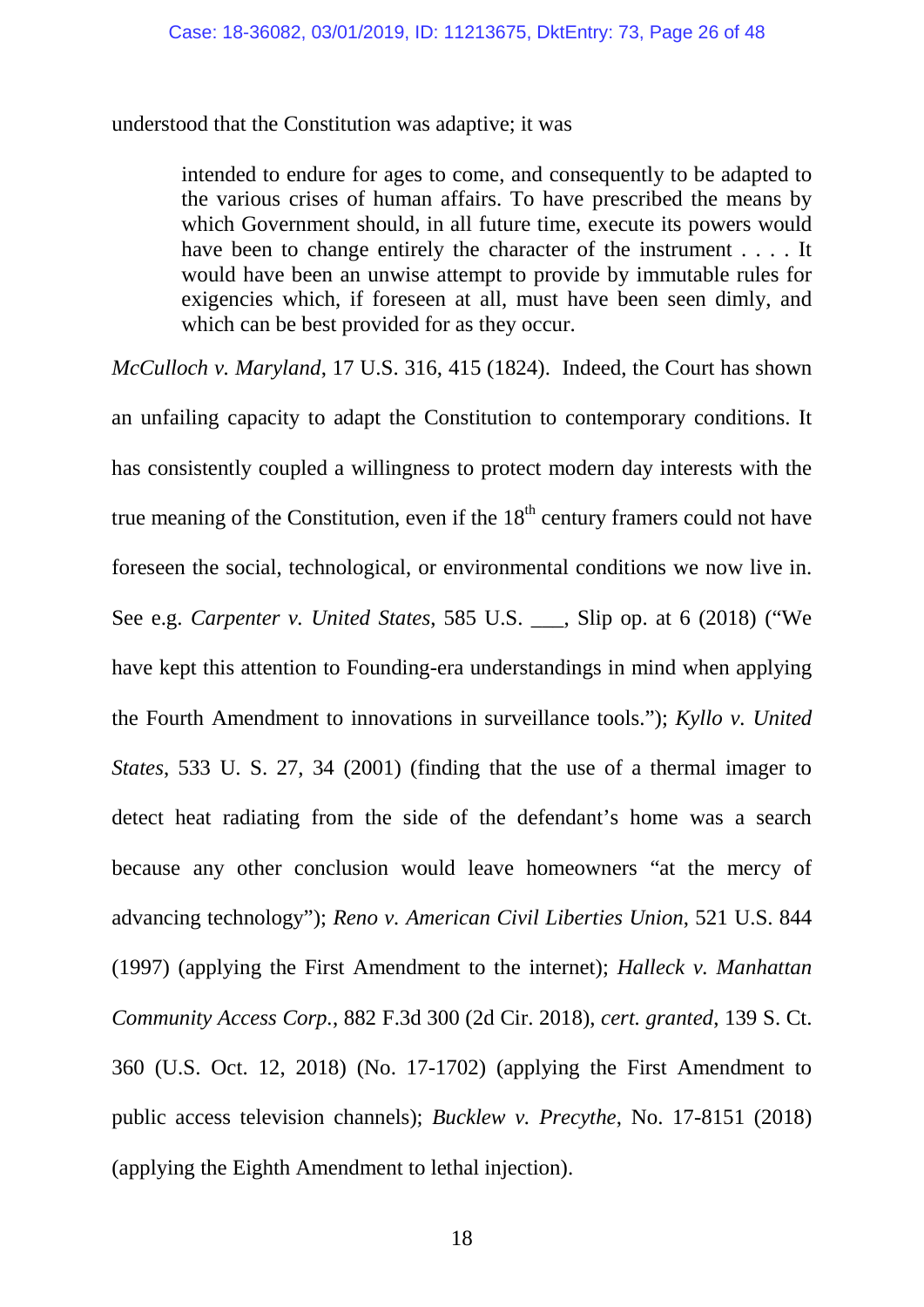understood that the Constitution was adaptive; it was

> intended to endure for ages to come, and consequently to be adapted to the various crises of human affairs. To have prescribed the means by which Government should, in all future time, execute its powers would have been to change entirely the character of the instrument . . . . It would have been an unwise attempt to provide by immutable rules for exigencies which, if foreseen at all, must have been seen dimly, and which can be best provided for as they occur.

*McCulloch v. Maryland*, 17 U.S. 316, 415 (1824). Indeed, the Court has shown an unfailing capacity to adapt the Constitution to contemporary conditions. It has consistently coupled a willingness to protect modern day interests with the true meaning of the Constitution, even if the 18th century framers could not have foreseen the social, technological, or environmental conditions we now live in. See e.g. *Carpenter v. United States*, 585 U.S. ___, Slip op. at 6 (2018) ("We have kept this attention to Founding-era understandings in mind when applying the Fourth Amendment to innovations in surveillance tools."); *Kyllo v. United States*, 533 U. S. 27, 34 (2001) (finding that the use of a thermal imager to detect heat radiating from the side of the defendant's home was a search because any other conclusion would leave homeowners "at the mercy of advancing technology"); *Reno v. American Civil Liberties Union*, 521 U.S. 844 (1997) (applying the First Amendment to the internet); *Halleck v. Manhattan Community Access Corp.*, 882 F.3d 300 (2d Cir. 2018), *cert. granted*, 139 S. Ct. 360 (U.S. Oct. 12, 2018) (No. 17-1702) (applying the First Amendment to public access television channels); *Bucklew v. Precythe*, No. 17-8151 (2018) (applying the Eighth Amendment to lethal injection).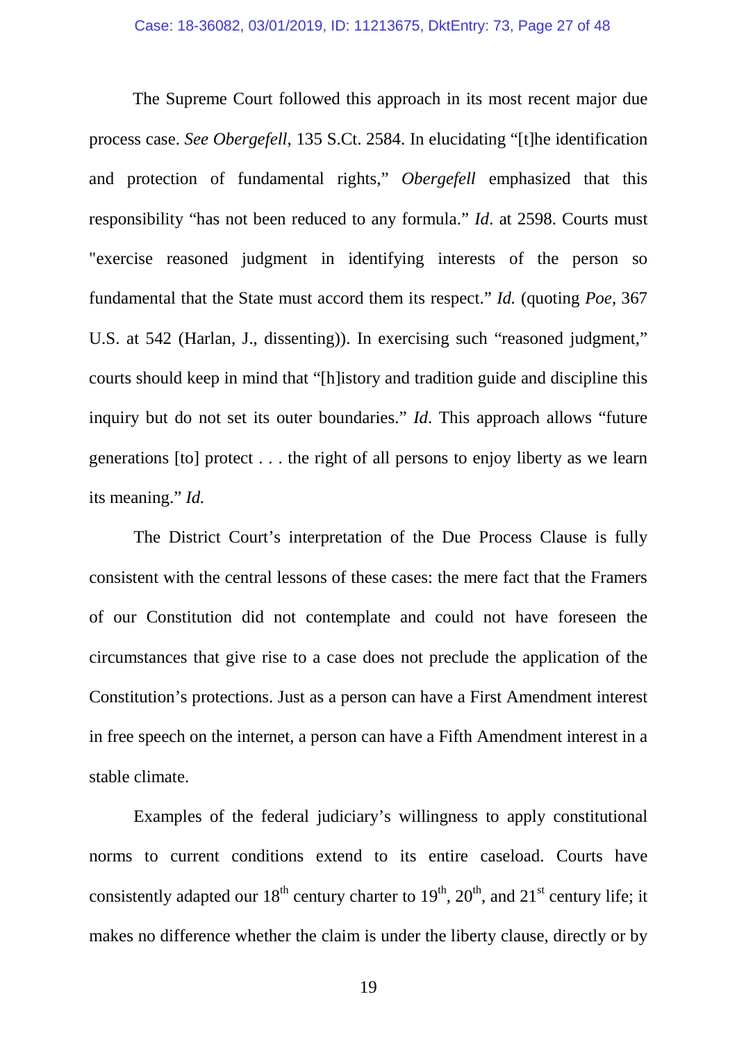The Supreme Court followed this approach in its most recent major due process case. *See Obergefell*, 135 S.Ct. 2584. In elucidating "[t]he identification and protection of fundamental rights," *Obergefell* emphasized that this responsibility "has not been reduced to any formula." *Id*. at 2598. Courts must "exercise reasoned judgment in identifying interests of the person so fundamental that the State must accord them its respect." *Id.* (quoting *Poe*, 367 U.S. at 542 (Harlan, J., dissenting)). In exercising such "reasoned judgment," courts should keep in mind that "[h]istory and tradition guide and discipline this inquiry but do not set its outer boundaries." *Id*. This approach allows "future generations [to] protect . . . the right of all persons to enjoy liberty as we learn its meaning." *Id.*

The District Court's interpretation of the Due Process Clause is fully consistent with the central lessons of these cases: the mere fact that the Framers of our Constitution did not contemplate and could not have foreseen the circumstances that give rise to a case does not preclude the application of the Constitution's protections. Just as a person can have a First Amendment interest in free speech on the internet, a person can have a Fifth Amendment interest in a stable climate.

Examples of the federal judiciary's willingness to apply constitutional norms to current conditions extend to its entire caseload. Courts have consistently adapted our 18th century charter to 19th, 20th, and 21st century life; it makes no difference whether the claim is under the liberty clause, directly or by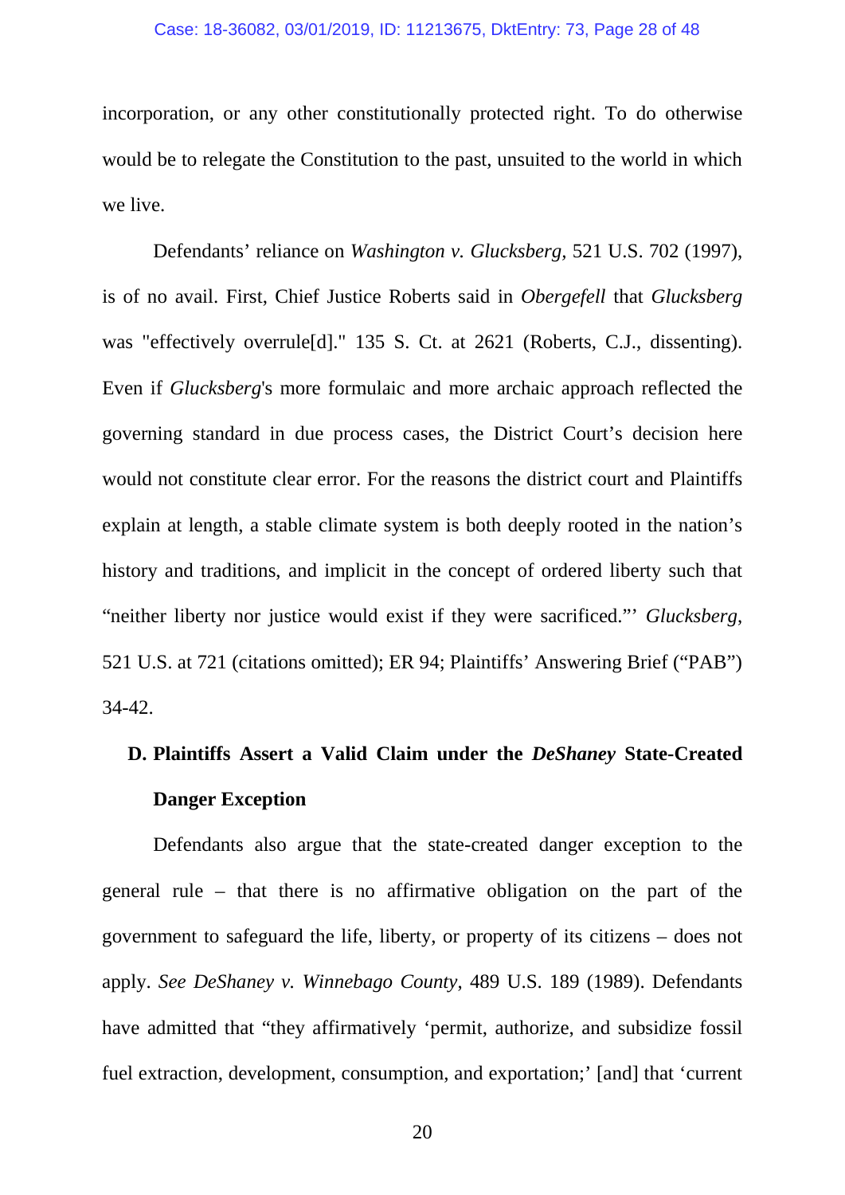incorporation, or any other constitutionally protected right. To do otherwise would be to relegate the Constitution to the past, unsuited to the world in which we live.

Defendants' reliance on *Washington v. Glucksberg,* 521 U.S. 702 (1997), is of no avail. First, Chief Justice Roberts said in *Obergefell* that *Glucksberg* was "effectively overrule[d]." 135 S. Ct. at 2621 (Roberts, C.J., dissenting). Even if *Glucksberg*'s more formulaic and more archaic approach reflected the governing standard in due process cases, the District Court's decision here would not constitute clear error. For the reasons the district court and Plaintiffs explain at length, a stable climate system is both deeply rooted in the nation's history and traditions, and implicit in the concept of ordered liberty such that "neither liberty nor justice would exist if they were sacrificed."' *Glucksberg*, 521 U.S. at 721 (citations omitted); ER 94; Plaintiffs' Answering Brief ("PAB") 34-42.

### D. Plaintiffs Assert a Valid Claim under the *DeShaney* State-Created Danger Exception

Defendants also argue that the state-created danger exception to the general rule – that there is no affirmative obligation on the part of the government to safeguard the life, liberty, or property of its citizens – does not apply. *See DeShaney v. Winnebago County*, 489 U.S. 189 (1989). Defendants have admitted that "they affirmatively 'permit, authorize, and subsidize fossil fuel extraction, development, consumption, and exportation;' [and] that 'current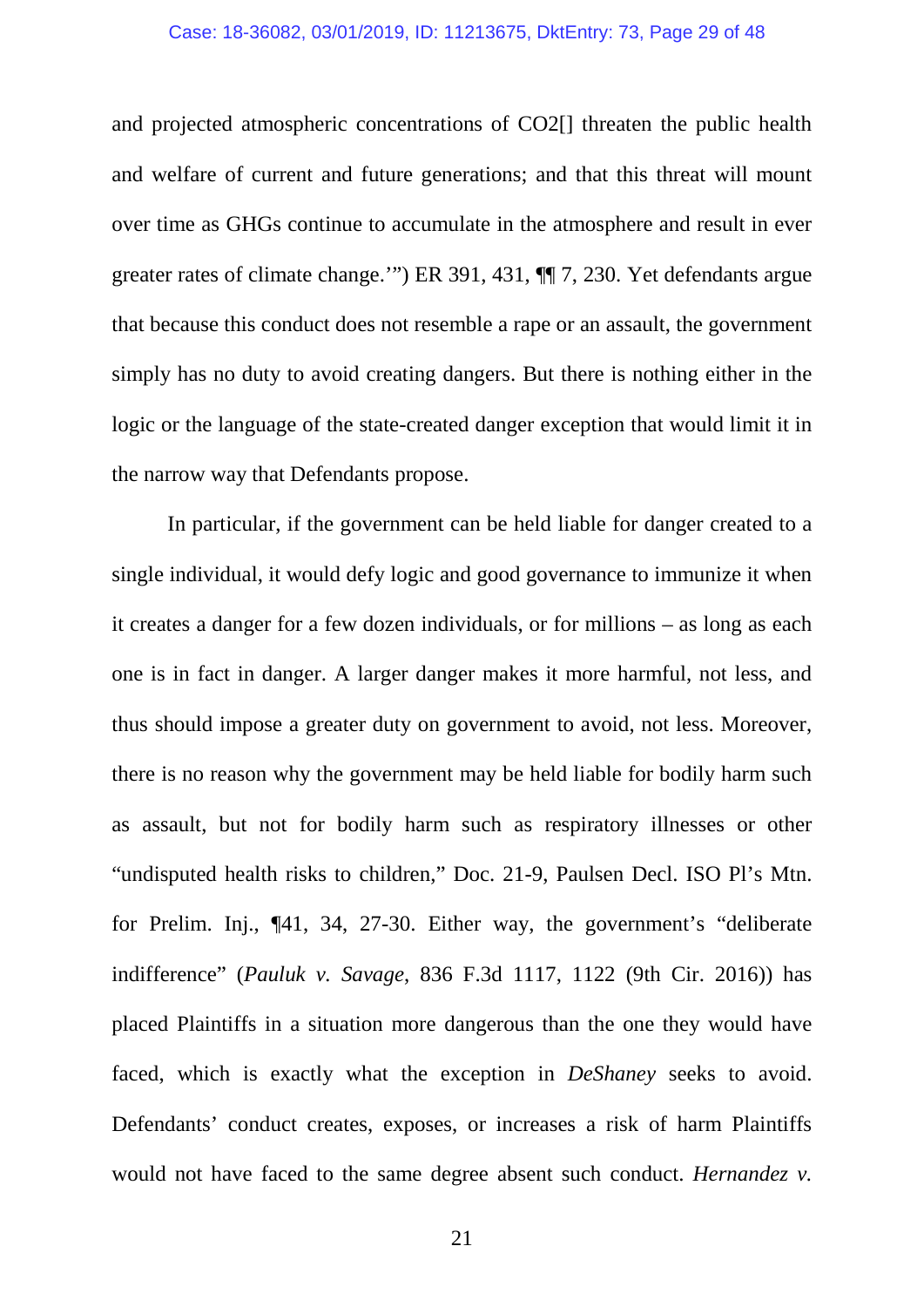and projected atmospheric concentrations of $CO_2$[] threaten the public health and welfare of current and future generations; and that this threat will mount over time as GHGs continue to accumulate in the atmosphere and result in ever greater rates of climate change.'") ER 391, 431, ¶¶ 7, 230. Yet defendants argue that because this conduct does not resemble a rape or an assault, the government simply has no duty to avoid creating dangers. But there is nothing either in the logic or the language of the state-created danger exception that would limit it in the narrow way that Defendants propose.

In particular, if the government can be held liable for danger created to a single individual, it would defy logic and good governance to immunize it when it creates a danger for a few dozen individuals, or for millions – as long as each one is in fact in danger. A larger danger makes it more harmful, not less, and thus should impose a greater duty on government to avoid, not less. Moreover, there is no reason why the government may be held liable for bodily harm such as assault, but not for bodily harm such as respiratory illnesses or other "undisputed health risks to children," Doc. 21-9, Paulsen Decl. ISO Pl's Mtn. for Prelim. Inj., ¶41, 34, 27-30. Either way, the government's "deliberate indifference" (*Pauluk v. Savage*, 836 F.3d 1117, 1122 (9th Cir. 2016)) has placed Plaintiffs in a situation more dangerous than the one they would have faced, which is exactly what the exception in *DeShaney* seeks to avoid. Defendants' conduct creates, exposes, or increases a risk of harm Plaintiffs would not have faced to the same degree absent such conduct. *Hernandez v.*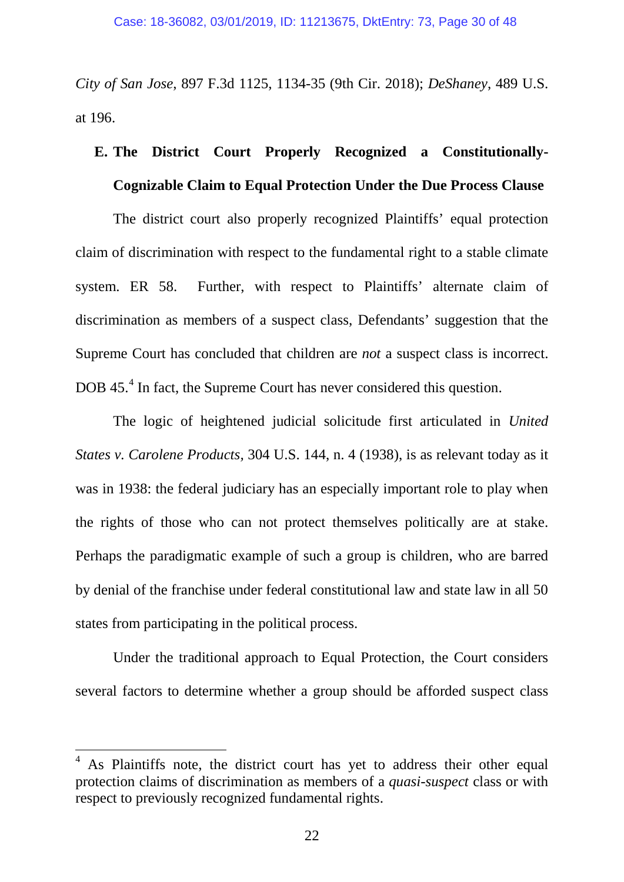*City of San Jose*, 897 F.3d 1125, 1134-35 (9th Cir. 2018); *DeShaney*, 489 U.S. at 196.

### E. The District Court Properly Recognized a Constitutionally-Cognizable Claim to Equal Protection Under the Due Process Clause

The district court also properly recognized Plaintiffs' equal protection claim of discrimination with respect to the fundamental right to a stable climate system. ER 58. Further, with respect to Plaintiffs' alternate claim of discrimination as members of a suspect class, Defendants' suggestion that the Supreme Court has concluded that children are *not* a suspect class is incorrect. DOB 45.[4] In fact, the Supreme Court has never considered this question.

The logic of heightened judicial solicitude first articulated in *United States v. Carolene Products*, 304 U.S. 144, n. 4 (1938), is as relevant today as it was in 1938: the federal judiciary has an especially important role to play when the rights of those who can not protect themselves politically are at stake. Perhaps the paradigmatic example of such a group is children, who are barred by denial of the franchise under federal constitutional law and state law in all 50 states from participating in the political process.

Under the traditional approach to Equal Protection, the Court considers several factors to determine whether a group should be afforded suspect class

---

[4] As Plaintiffs note, the district court has yet to address their other equal protection claims of discrimination as members of a *quasi-suspect* class or with respect to previously recognized fundamental rights.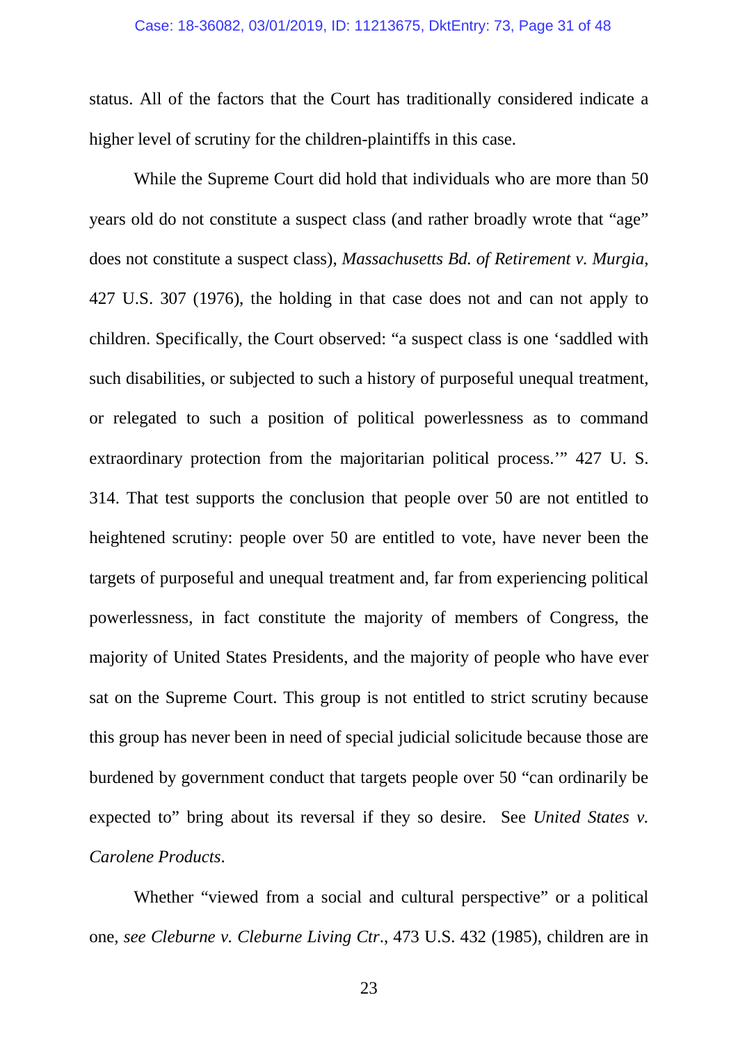status. All of the factors that the Court has traditionally considered indicate a higher level of scrutiny for the children-plaintiffs in this case.

While the Supreme Court did hold that individuals who are more than 50 years old do not constitute a suspect class (and rather broadly wrote that "age" does not constitute a suspect class), *Massachusetts Bd. of Retirement v. Murgia*, 427 U.S. 307 (1976), the holding in that case does not and can not apply to children. Specifically, the Court observed: "a suspect class is one 'saddled with such disabilities, or subjected to such a history of purposeful unequal treatment, or relegated to such a position of political powerlessness as to command extraordinary protection from the majoritarian political process.'" 427 U. S. 314. That test supports the conclusion that people over 50 are not entitled to heightened scrutiny: people over 50 are entitled to vote, have never been the targets of purposeful and unequal treatment and, far from experiencing political powerlessness, in fact constitute the majority of members of Congress, the majority of United States Presidents, and the majority of people who have ever sat on the Supreme Court. This group is not entitled to strict scrutiny because this group has never been in need of special judicial solicitude because those are burdened by government conduct that targets people over 50 "can ordinarily be expected to" bring about its reversal if they so desire. See *United States v. Carolene Products*.

Whether "viewed from a social and cultural perspective" or a political one, *see Cleburne v. Cleburne Living Ctr*., 473 U.S. 432 (1985), children are in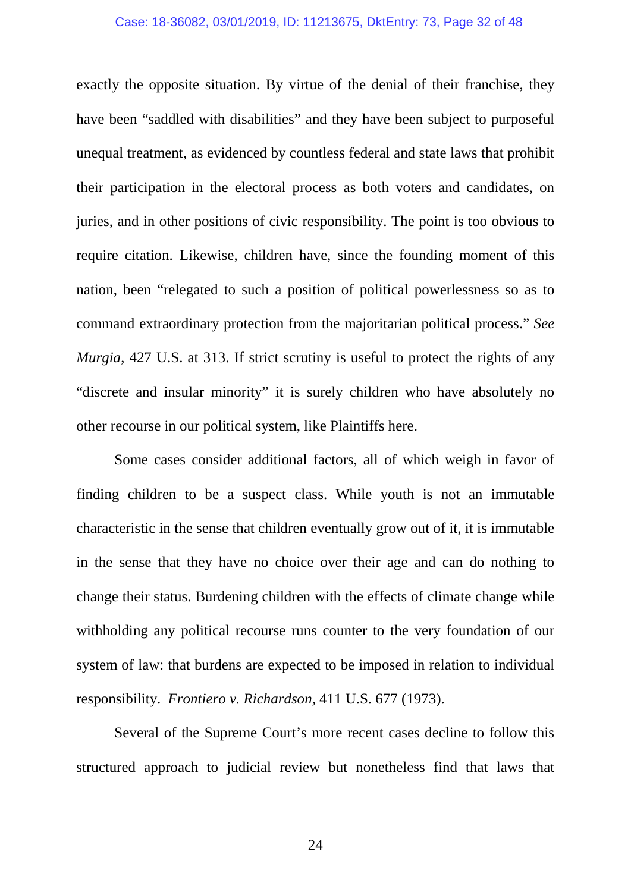exactly the opposite situation. By virtue of the denial of their franchise, they have been "saddled with disabilities" and they have been subject to purposeful unequal treatment, as evidenced by countless federal and state laws that prohibit their participation in the electoral process as both voters and candidates, on juries, and in other positions of civic responsibility. The point is too obvious to require citation. Likewise, children have, since the founding moment of this nation, been "relegated to such a position of political powerlessness so as to command extraordinary protection from the majoritarian political process." *See Murgia*, 427 U.S. at 313. If strict scrutiny is useful to protect the rights of any "discrete and insular minority" it is surely children who have absolutely no other recourse in our political system, like Plaintiffs here.

Some cases consider additional factors, all of which weigh in favor of finding children to be a suspect class. While youth is not an immutable characteristic in the sense that children eventually grow out of it, it is immutable in the sense that they have no choice over their age and can do nothing to change their status. Burdening children with the effects of climate change while withholding any political recourse runs counter to the very foundation of our system of law: that burdens are expected to be imposed in relation to individual responsibility. *Frontiero v. Richardson*, 411 U.S. 677 (1973).

Several of the Supreme Court's more recent cases decline to follow this structured approach to judicial review but nonetheless find that laws that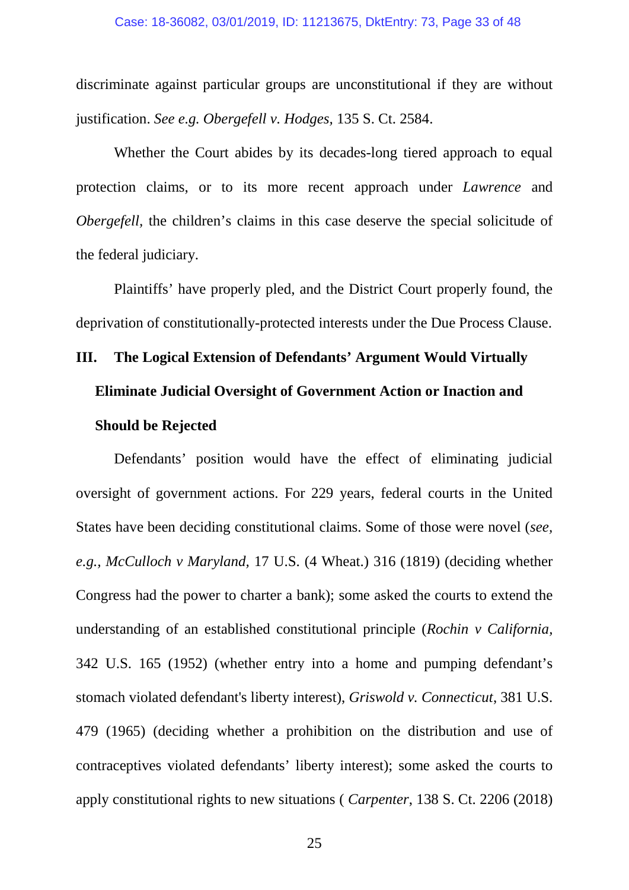discriminate against particular groups are unconstitutional if they are without justification. *See e.g. Obergefell v. Hodges*, 135 S. Ct. 2584.

Whether the Court abides by its decades-long tiered approach to equal protection claims, or to its more recent approach under *Lawrence* and *Obergefell*, the children's claims in this case deserve the special solicitude of the federal judiciary.

Plaintiffs' have properly pled, and the District Court properly found, the deprivation of constitutionally-protected interests under the Due Process Clause.

## III. The Logical Extension of Defendants' Argument Would Virtually Eliminate Judicial Oversight of Government Action or Inaction and Should be Rejected

Defendants' position would have the effect of eliminating judicial oversight of government actions. For 229 years, federal courts in the United States have been deciding constitutional claims. Some of those were novel (*see, e.g., McCulloch v Maryland*, 17 U.S. (4 Wheat.) 316 (1819) (deciding whether Congress had the power to charter a bank); some asked the courts to extend the understanding of an established constitutional principle (*Rochin v California*, 342 U.S. 165 (1952) (whether entry into a home and pumping defendant's stomach violated defendant's liberty interest), *Griswold v. Connecticut*, 381 U.S. 479 (1965) (deciding whether a prohibition on the distribution and use of contraceptives violated defendants' liberty interest); some asked the courts to apply constitutional rights to new situations ( *Carpenter*, 138 S. Ct. 2206 (2018)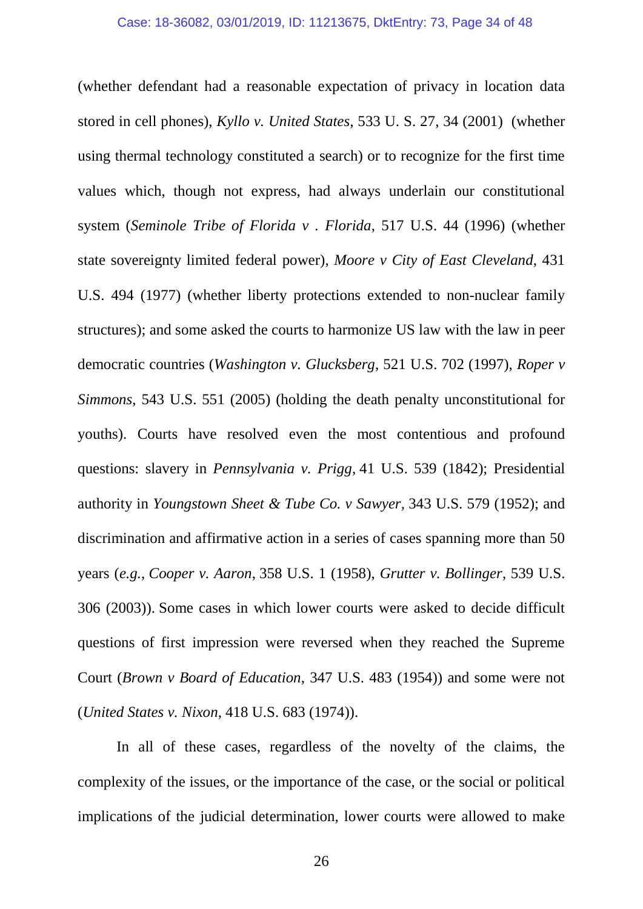(whether defendant had a reasonable expectation of privacy in location data stored in cell phones), *Kyllo v. United States*, 533 U. S. 27, 34 (2001) (whether using thermal technology constituted a search) or to recognize for the first time values which, though not express, had always underlain our constitutional system (*Seminole Tribe of Florida v . Florida*, 517 U.S. 44 (1996) (whether state sovereignty limited federal power), *Moore v City of East Cleveland*, 431 U.S. 494 (1977) (whether liberty protections extended to non-nuclear family structures); and some asked the courts to harmonize US law with the law in peer democratic countries (*Washington v. Glucksberg*, 521 U.S. 702 (1997), *Roper v Simmons*, 543 U.S. 551 (2005) (holding the death penalty unconstitutional for youths). Courts have resolved even the most contentious and profound questions: slavery in *Pennsylvania v. Prigg*, 41 U.S. 539 (1842); Presidential authority in *Youngstown Sheet & Tube Co. v Sawyer*, 343 U.S. 579 (1952); and discrimination and affirmative action in a series of cases spanning more than 50 years (*e.g.*, *Cooper v. Aaron*, 358 U.S. 1 (1958), *Grutter v. Bollinger*, 539 U.S. 306 (2003)). Some cases in which lower courts were asked to decide difficult questions of first impression were reversed when they reached the Supreme Court (*Brown v Board of Education*, 347 U.S. 483 (1954)) and some were not (*United States v. Nixon*, 418 U.S. 683 (1974)).

In all of these cases, regardless of the novelty of the claims, the complexity of the issues, or the importance of the case, or the social or political implications of the judicial determination, lower courts were allowed to make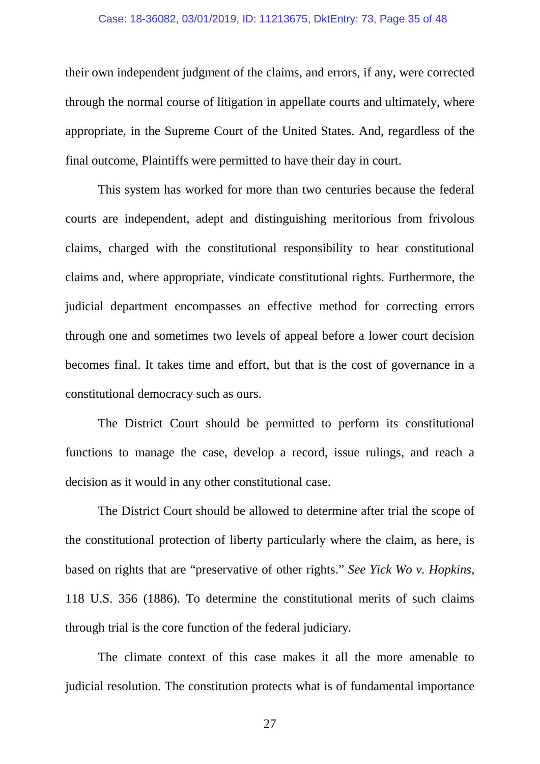their own independent judgment of the claims, and errors, if any, were corrected through the normal course of litigation in appellate courts and ultimately, where appropriate, in the Supreme Court of the United States. And, regardless of the final outcome, Plaintiffs were permitted to have their day in court.

This system has worked for more than two centuries because the federal courts are independent, adept and distinguishing meritorious from frivolous claims, charged with the constitutional responsibility to hear constitutional claims and, where appropriate, vindicate constitutional rights. Furthermore, the judicial department encompasses an effective method for correcting errors through one and sometimes two levels of appeal before a lower court decision becomes final. It takes time and effort, but that is the cost of governance in a constitutional democracy such as ours.

The District Court should be permitted to perform its constitutional functions to manage the case, develop a record, issue rulings, and reach a decision as it would in any other constitutional case.

The District Court should be allowed to determine after trial the scope of the constitutional protection of liberty particularly where the claim, as here, is based on rights that are "preservative of other rights." *See Yick Wo v. Hopkins*, 118 U.S. 356 (1886). To determine the constitutional merits of such claims through trial is the core function of the federal judiciary.

The climate context of this case makes it all the more amenable to judicial resolution. The constitution protects what is of fundamental importance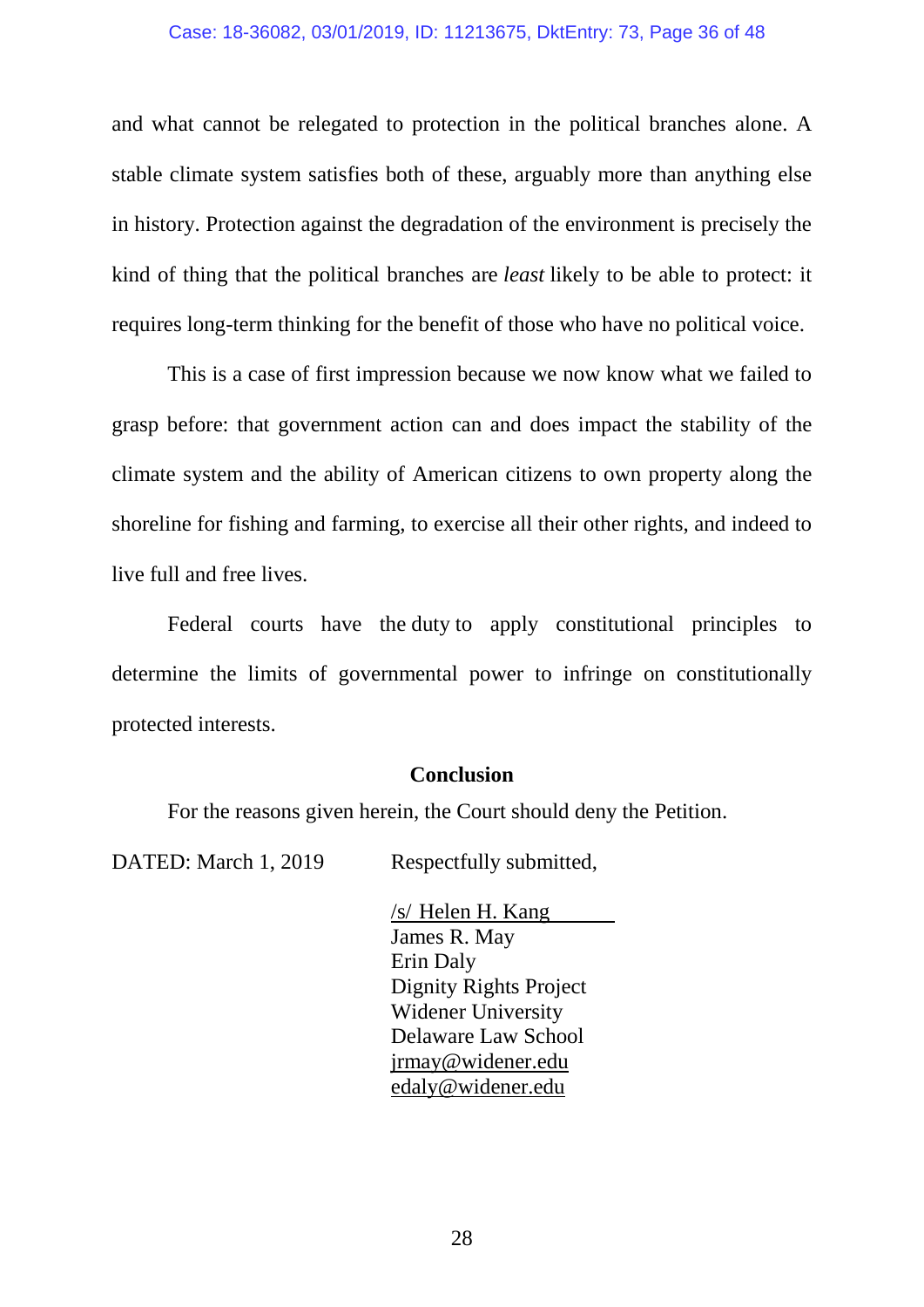and what cannot be relegated to protection in the political branches alone. A stable climate system satisfies both of these, arguably more than anything else in history. Protection against the degradation of the environment is precisely the kind of thing that the political branches are *least* likely to be able to protect: it requires long-term thinking for the benefit of those who have no political voice.

This is a case of first impression because we now know what we failed to grasp before: that government action can and does impact the stability of the climate system and the ability of American citizens to own property along the shoreline for fishing and farming, to exercise all their other rights, and indeed to live full and free lives.

Federal courts have the duty to apply constitutional principles to determine the limits of governmental power to infringe on constitutionally protected interests.

**Conclusion**

For the reasons given herein, the Court should deny the Petition.

DATED: March 1, 2019

Respectfully submitted,

/s/ Helen H. Kang
James R. May
Erin Daly
Dignity Rights Project
Widener University
Delaware Law School
jrmay@widener.edu
edaly@widener.edu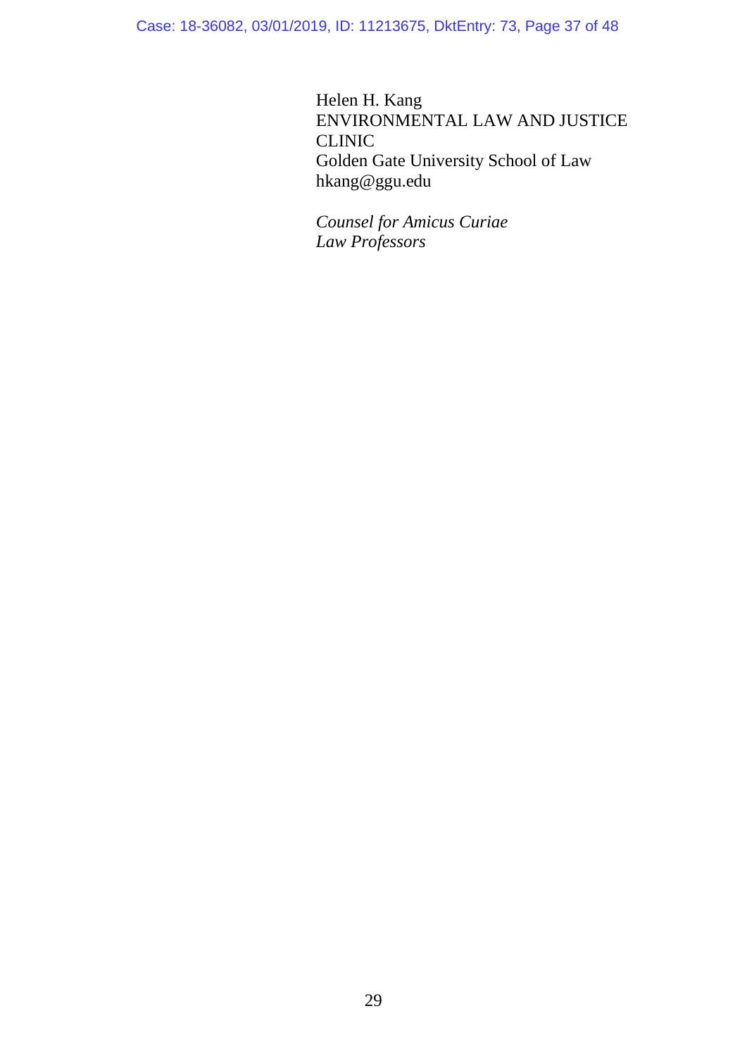Helen H. Kang
ENVIRONMENTAL LAW AND JUSTICE CLINIC
Golden Gate University School of Law
hkang@ggu.edu

*Counsel for Amicus Curiae*
*Law Professors*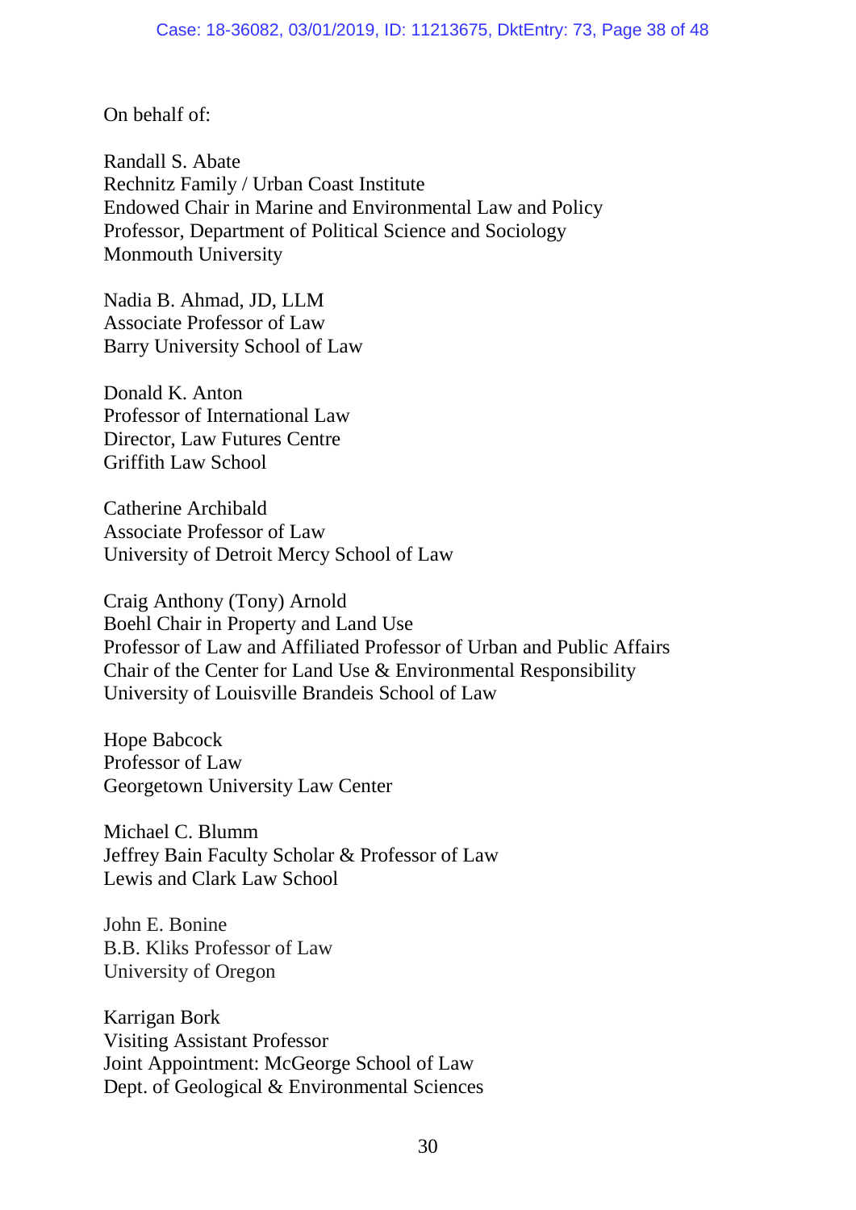On behalf of:

Randall S. Abate
Rechnitz Family / Urban Coast Institute
Endowed Chair in Marine and Environmental Law and Policy
Professor, Department of Political Science and Sociology
Monmouth University

Nadia B. Ahmad, JD, LLM
Associate Professor of Law
Barry University School of Law

Donald K. Anton
Professor of International Law
Director, Law Futures Centre
Griffith Law School

Catherine Archibald
Associate Professor of Law
University of Detroit Mercy School of Law

Craig Anthony (Tony) Arnold
Boehl Chair in Property and Land Use
Professor of Law and Affiliated Professor of Urban and Public Affairs
Chair of the Center for Land Use & Environmental Responsibility
University of Louisville Brandeis School of Law

Hope Babcock
Professor of Law
Georgetown University Law Center

Michael C. Blumm
Jeffrey Bain Faculty Scholar & Professor of Law
Lewis and Clark Law School

John E. Bonine
B.B. Kliks Professor of Law
University of Oregon

Karrigan Bork
Visiting Assistant Professor
Joint Appointment: McGeorge School of Law
Dept. of Geological & Environmental Sciences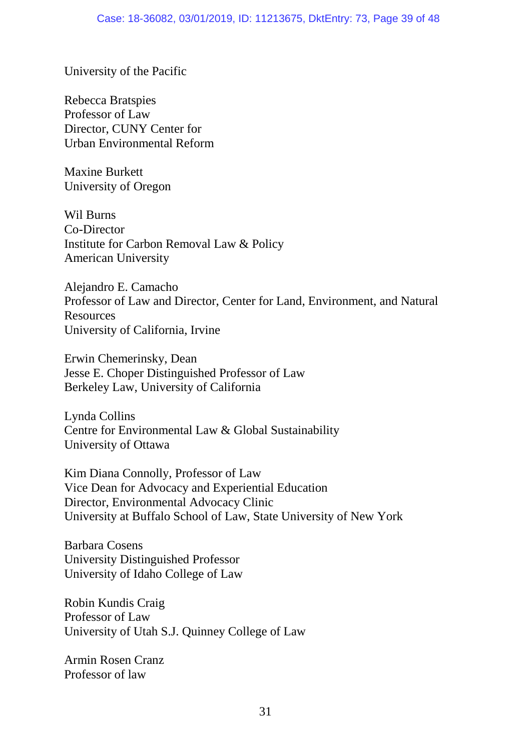University of the Pacific

Rebecca Bratspies
Professor of Law
Director, CUNY Center for
Urban Environmental Reform

Maxine Burkett
University of Oregon

Wil Burns
Co-Director
Institute for Carbon Removal Law & Policy
American University

Alejandro E. Camacho
Professor of Law and Director, Center for Land, Environment, and Natural Resources
University of California, Irvine

Erwin Chemerinsky, Dean
Jesse E. Choper Distinguished Professor of Law
Berkeley Law, University of California

Lynda Collins
Centre for Environmental Law & Global Sustainability
University of Ottawa

Kim Diana Connolly, Professor of Law
Vice Dean for Advocacy and Experiential Education
Director, Environmental Advocacy Clinic
University at Buffalo School of Law, State University of New York

Barbara Cosens
University Distinguished Professor
University of Idaho College of Law

Robin Kundis Craig
Professor of Law
University of Utah S.J. Quinney College of Law

Armin Rosen Cranz
Professor of law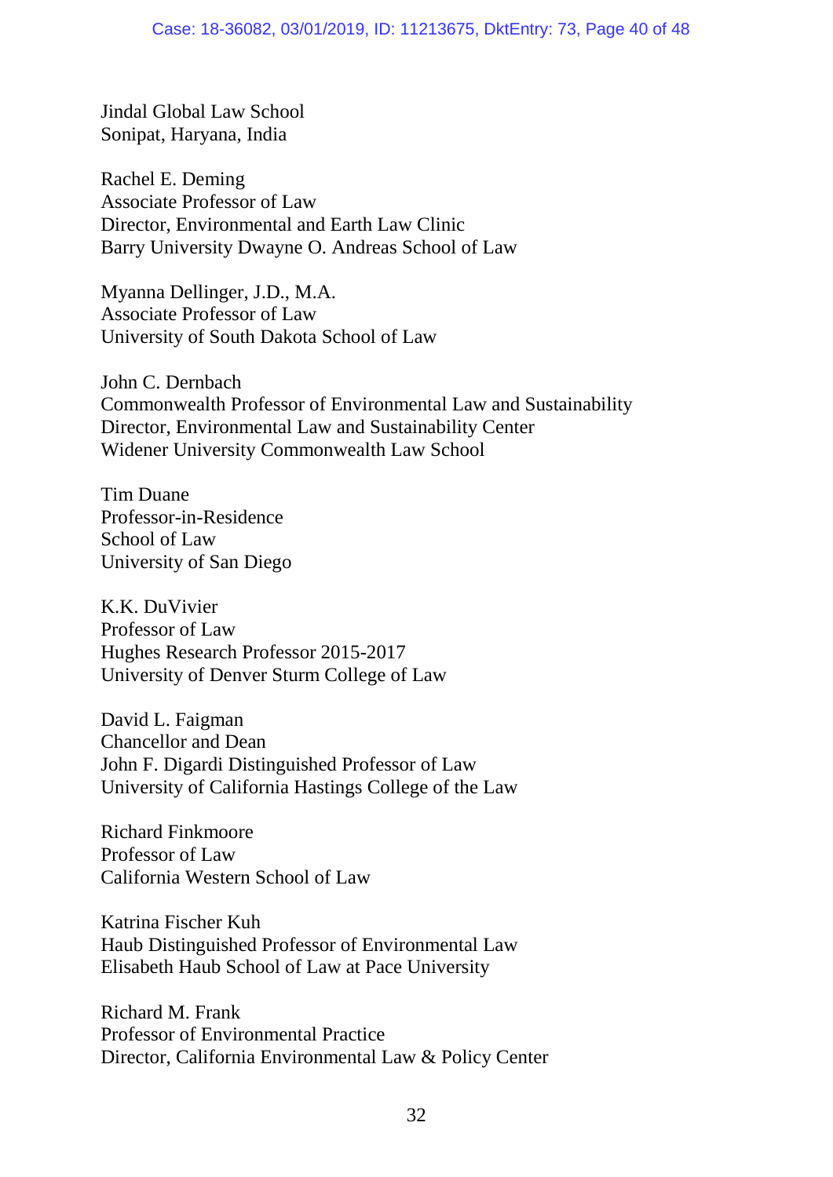Jindal Global Law School
Sonipat, Haryana, India

Rachel E. Deming
Associate Professor of Law
Director, Environmental and Earth Law Clinic
Barry University Dwayne O. Andreas School of Law

Myanna Dellinger, J.D., M.A.
Associate Professor of Law
University of South Dakota School of Law

John C. Dernbach
Commonwealth Professor of Environmental Law and Sustainability
Director, Environmental Law and Sustainability Center
Widener University Commonwealth Law School

Tim Duane
Professor-in-Residence
School of Law
University of San Diego

K.K. DuVivier
Professor of Law
Hughes Research Professor 2015-2017
University of Denver Sturm College of Law

David L. Faigman
Chancellor and Dean
John F. Digardi Distinguished Professor of Law
University of California Hastings College of the Law

Richard Finkmoore
Professor of Law
California Western School of Law

Katrina Fischer Kuh
Haub Distinguished Professor of Environmental Law
Elisabeth Haub School of Law at Pace University

Richard M. Frank
Professor of Environmental Practice
Director, California Environmental Law & Policy Center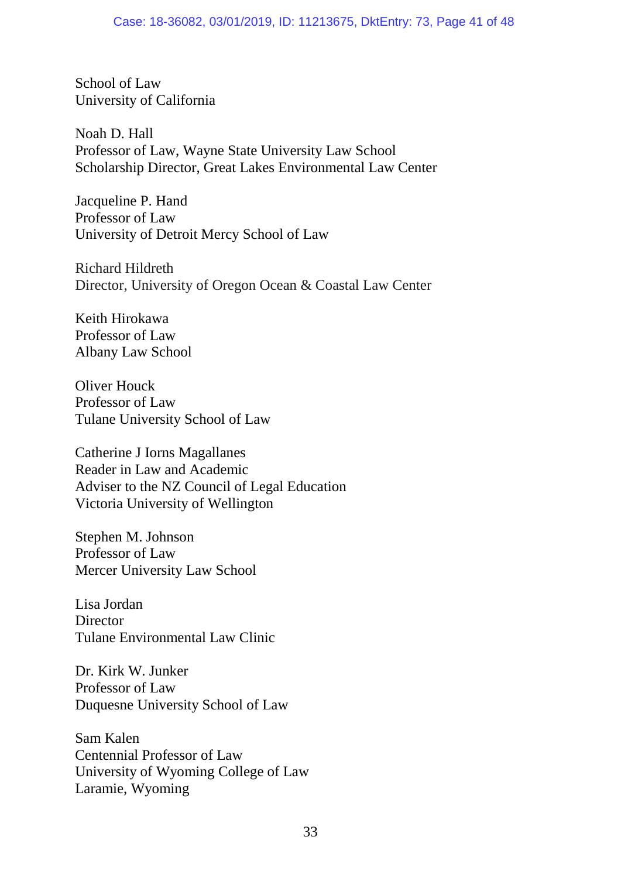School of Law
University of California

Noah D. Hall
Professor of Law, Wayne State University Law School
Scholarship Director, Great Lakes Environmental Law Center

Jacqueline P. Hand
Professor of Law
University of Detroit Mercy School of Law

Richard Hildreth
Director, University of Oregon Ocean & Coastal Law Center

Keith Hirokawa
Professor of Law
Albany Law School

Oliver Houck
Professor of Law
Tulane University School of Law

Catherine J Iorns Magallanes
Reader in Law and Academic
Adviser to the NZ Council of Legal Education
Victoria University of Wellington

Stephen M. Johnson
Professor of Law
Mercer University Law School

Lisa Jordan
Director
Tulane Environmental Law Clinic

Dr. Kirk W. Junker
Professor of Law
Duquesne University School of Law

Sam Kalen
Centennial Professor of Law
University of Wyoming College of Law
Laramie, Wyoming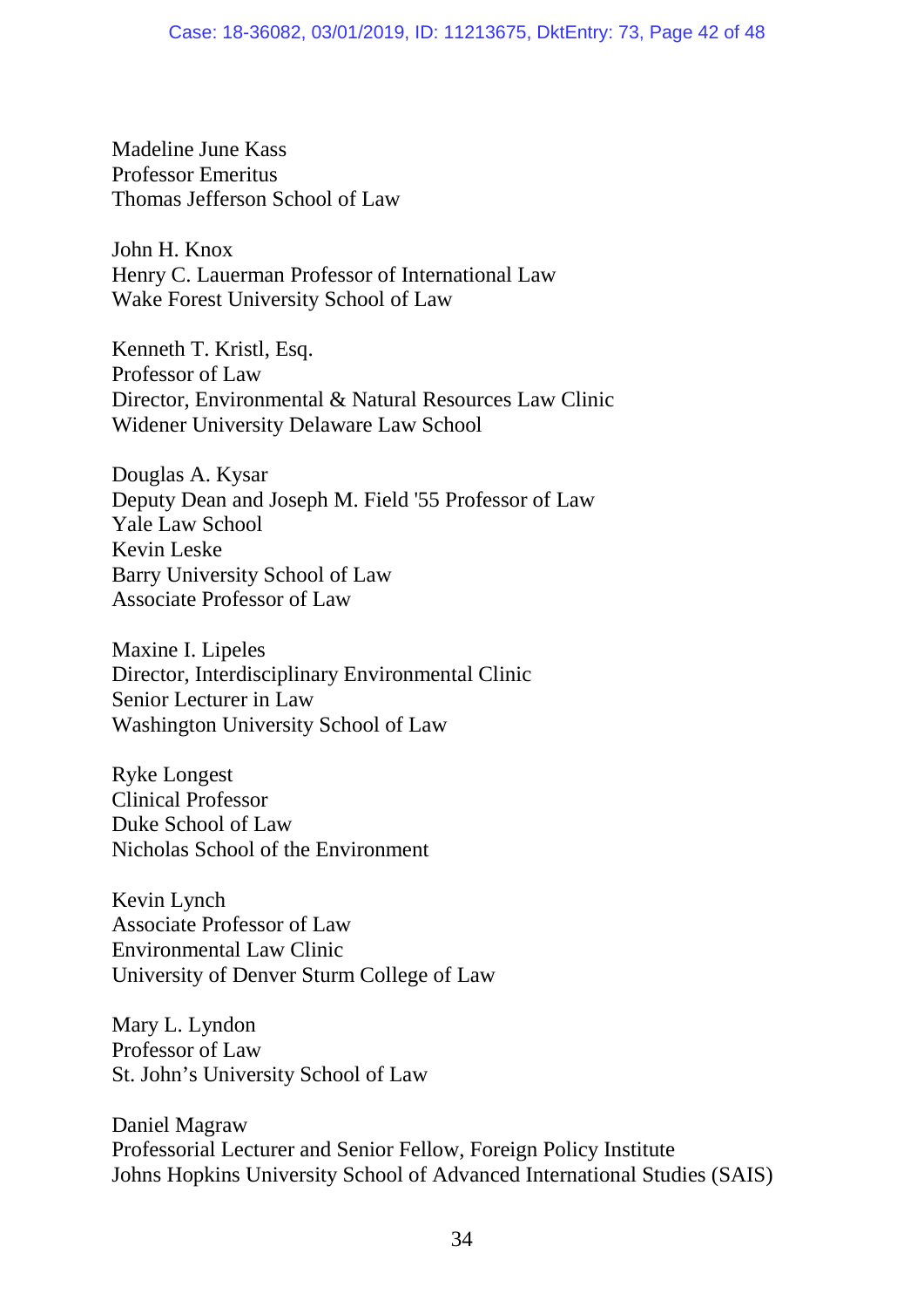Madeline June Kass
Professor Emeritus
Thomas Jefferson School of Law

John H. Knox
Henry C. Lauerman Professor of International Law
Wake Forest University School of Law

Kenneth T. Kristl, Esq.
Professor of Law
Director, Environmental & Natural Resources Law Clinic
Widener University Delaware Law School

Douglas A. Kysar
Deputy Dean and Joseph M. Field '55 Professor of Law
Yale Law School
Kevin Leske
Barry University School of Law
Associate Professor of Law

Maxine I. Lipeles
Director, Interdisciplinary Environmental Clinic
Senior Lecturer in Law
Washington University School of Law

Ryke Longest
Clinical Professor
Duke School of Law
Nicholas School of the Environment

Kevin Lynch
Associate Professor of Law
Environmental Law Clinic
University of Denver Sturm College of Law

Mary L. Lyndon
Professor of Law
St. John's University School of Law

Daniel Magraw
Professorial Lecturer and Senior Fellow, Foreign Policy Institute
Johns Hopkins University School of Advanced International Studies (SAIS)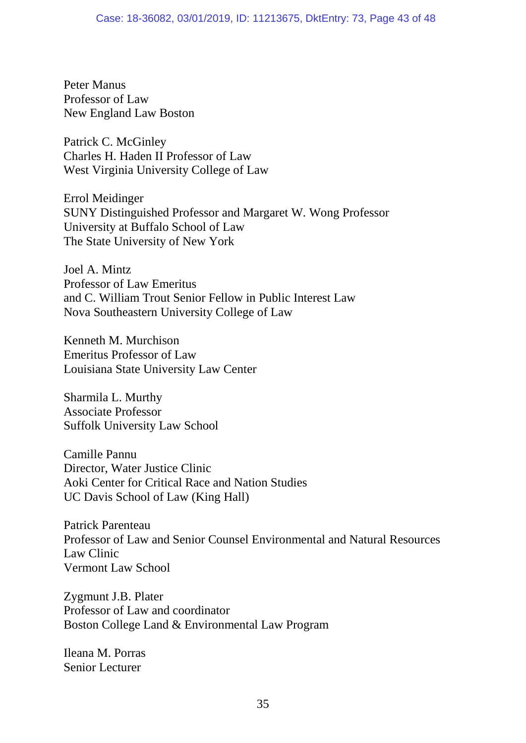Peter Manus
Professor of Law
New England Law Boston

Patrick C. McGinley
Charles H. Haden II Professor of Law
West Virginia University College of Law

Errol Meidinger
SUNY Distinguished Professor and Margaret W. Wong Professor
University at Buffalo School of Law
The State University of New York

Joel A. Mintz
Professor of Law Emeritus
and C. William Trout Senior Fellow in Public Interest Law
Nova Southeastern University College of Law

Kenneth M. Murchison
Emeritus Professor of Law
Louisiana State University Law Center

Sharmila L. Murthy
Associate Professor
Suffolk University Law School

Camille Pannu
Director, Water Justice Clinic
Aoki Center for Critical Race and Nation Studies
UC Davis School of Law (King Hall)

Patrick Parenteau
Professor of Law and Senior Counsel Environmental and Natural Resources Law Clinic
Vermont Law School

Zygmunt J.B. Plater
Professor of Law and coordinator
Boston College Land & Environmental Law Program

Ileana M. Porras
Senior Lecturer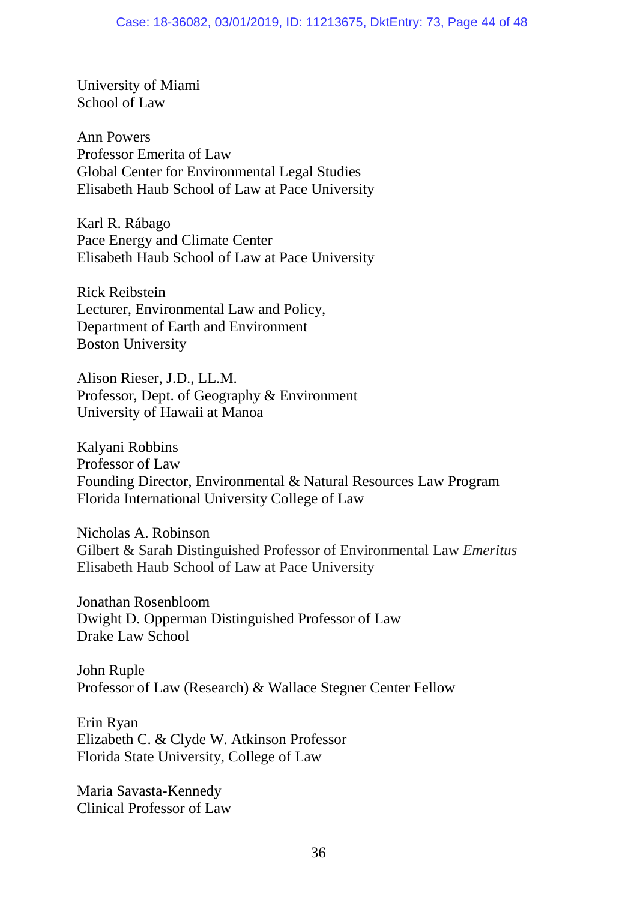University of Miami
School of Law

Ann Powers
Professor Emerita of Law
Global Center for Environmental Legal Studies
Elisabeth Haub School of Law at Pace University

Karl R. Rábago
Pace Energy and Climate Center
Elisabeth Haub School of Law at Pace University

Rick Reibstein
Lecturer, Environmental Law and Policy,
Department of Earth and Environment
Boston University

Alison Rieser, J.D., LL.M.
Professor, Dept. of Geography & Environment
University of Hawaii at Manoa

Kalyani Robbins
Professor of Law
Founding Director, Environmental & Natural Resources Law Program
Florida International University College of Law

Nicholas A. Robinson
Gilbert & Sarah Distinguished Professor of Environmental Law *Emeritus*
Elisabeth Haub School of Law at Pace University

Jonathan Rosenbloom
Dwight D. Opperman Distinguished Professor of Law
Drake Law School

John Ruple
Professor of Law (Research) & Wallace Stegner Center Fellow

Erin Ryan
Elizabeth C. & Clyde W. Atkinson Professor
Florida State University, College of Law

Maria Savasta-Kennedy
Clinical Professor of Law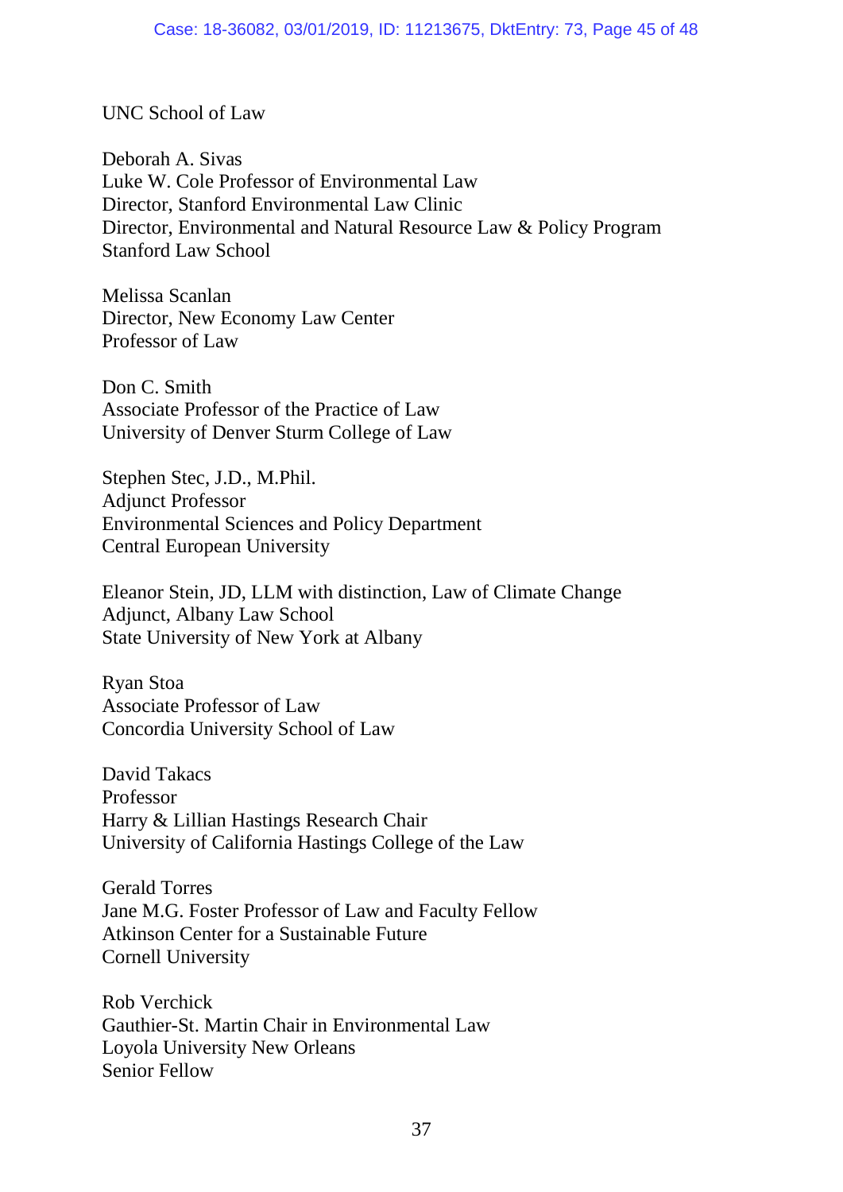UNC School of Law

Deborah A. Sivas
Luke W. Cole Professor of Environmental Law
Director, Stanford Environmental Law Clinic
Director, Environmental and Natural Resource Law & Policy Program
Stanford Law School

Melissa Scanlan
Director, New Economy Law Center
Professor of Law

Don C. Smith
Associate Professor of the Practice of Law
University of Denver Sturm College of Law

Stephen Stec, J.D., M.Phil.
Adjunct Professor
Environmental Sciences and Policy Department
Central European University

Eleanor Stein, JD, LLM with distinction, Law of Climate Change
Adjunct, Albany Law School
State University of New York at Albany

Ryan Stoa
Associate Professor of Law
Concordia University School of Law

David Takacs
Professor
Harry & Lillian Hastings Research Chair
University of California Hastings College of the Law

Gerald Torres
Jane M.G. Foster Professor of Law and Faculty Fellow
Atkinson Center for a Sustainable Future
Cornell University

Rob Verchick
Gauthier-St. Martin Chair in Environmental Law
Loyola University New Orleans
Senior Fellow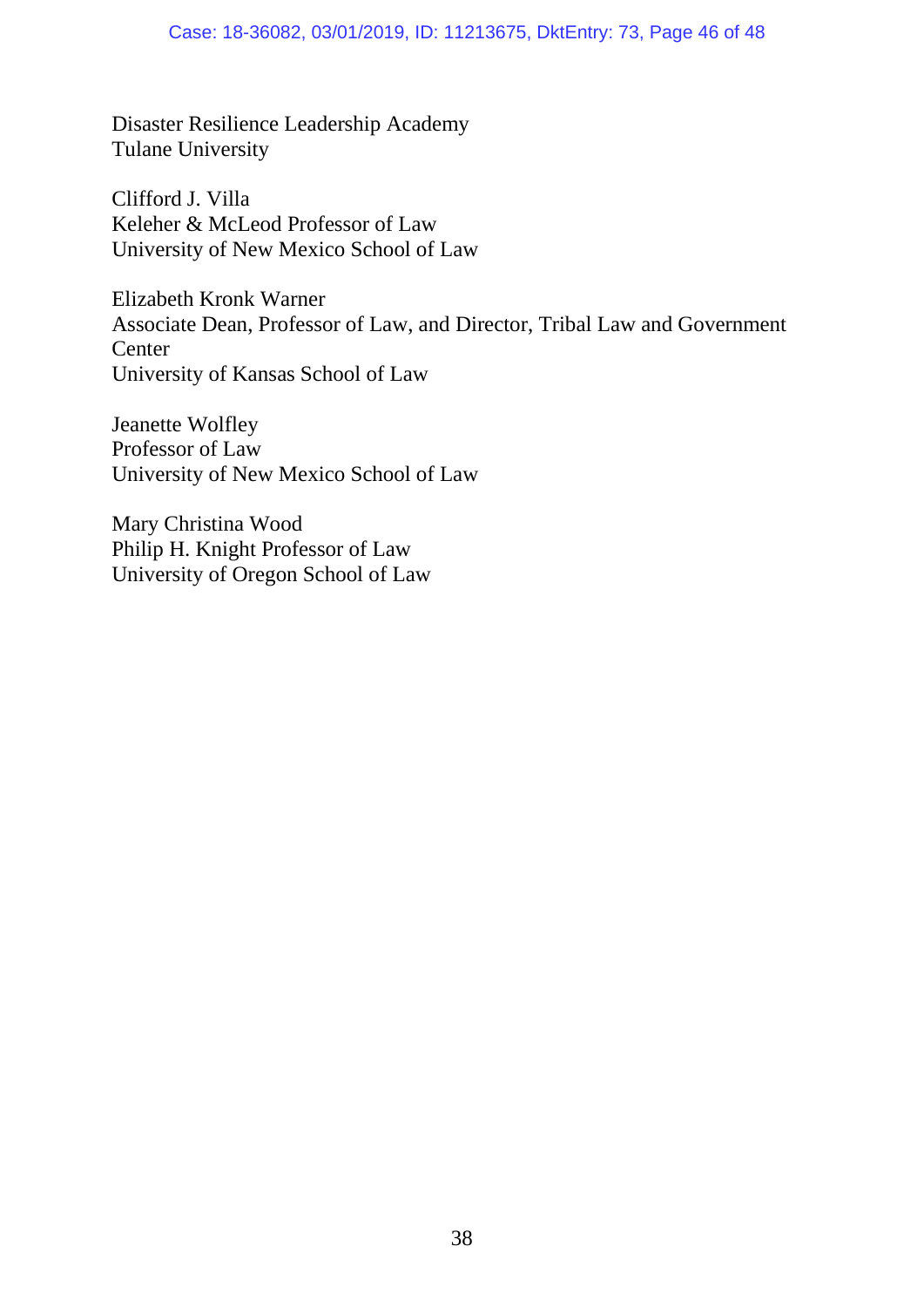Disaster Resilience Leadership Academy
Tulane University

Clifford J. Villa
Keleher & McLeod Professor of Law
University of New Mexico School of Law

Elizabeth Kronk Warner
Associate Dean, Professor of Law, and Director, Tribal Law and Government Center
University of Kansas School of Law

Jeanette Wolfley
Professor of Law
University of New Mexico School of Law

Mary Christina Wood
Philip H. Knight Professor of Law
University of Oregon School of Law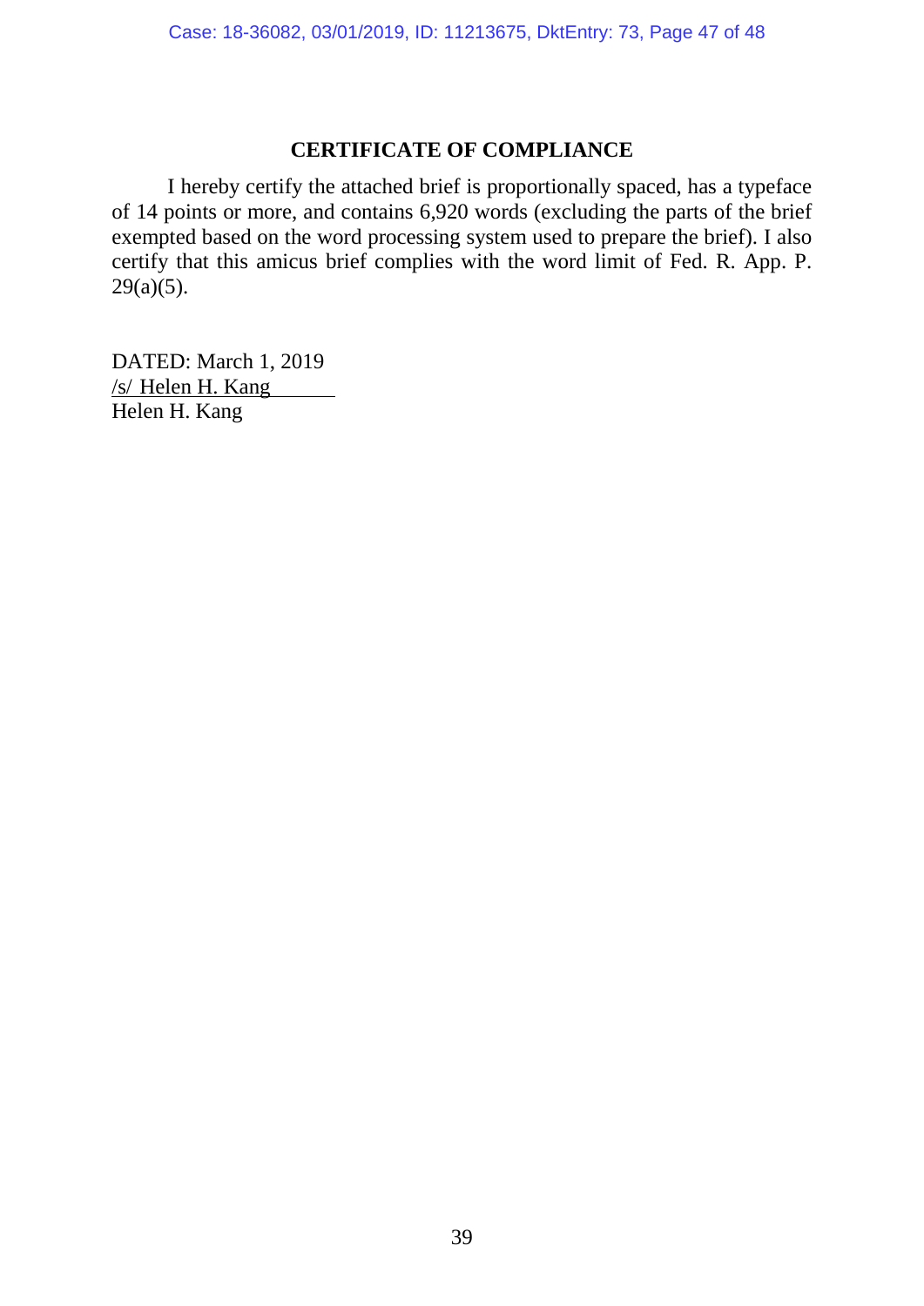## CERTIFICATE OF COMPLIANCE

I hereby certify the attached brief is proportionally spaced, has a typeface of 14 points or more, and contains 6,920 words (excluding the parts of the brief exempted based on the word processing system used to prepare the brief). I also certify that this amicus brief complies with the word limit of Fed. R. App. P. 29(a)(5).

DATED: March 1, 2019
/s/ Helen H. Kang
Helen H. Kang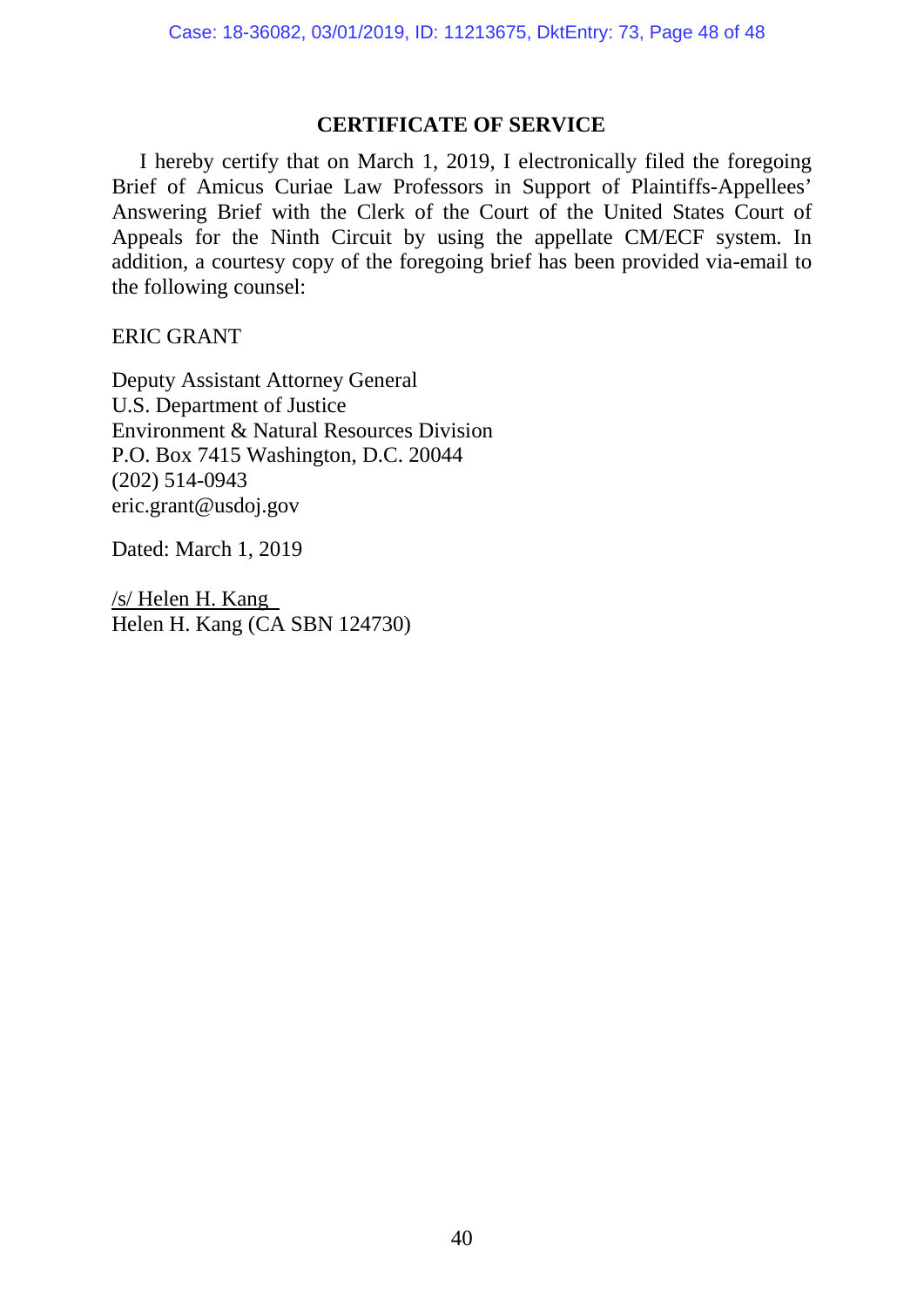## CERTIFICATE OF SERVICE

I hereby certify that on March 1, 2019, I electronically filed the foregoing Brief of Amicus Curiae Law Professors in Support of Plaintiffs-Appellees' Answering Brief with the Clerk of the Court of the United States Court of Appeals for the Ninth Circuit by using the appellate CM/ECF system. In addition, a courtesy copy of the foregoing brief has been provided via-email to the following counsel:

ERIC GRANT

Deputy Assistant Attorney General
U.S. Department of Justice
Environment & Natural Resources Division
P.O. Box 7415 Washington, D.C. 20044
(202) 514-0943
eric.grant@usdoj.gov

Dated: March 1, 2019

/s/ Helen H. Kang
Helen H. Kang (CA SBN 124730)